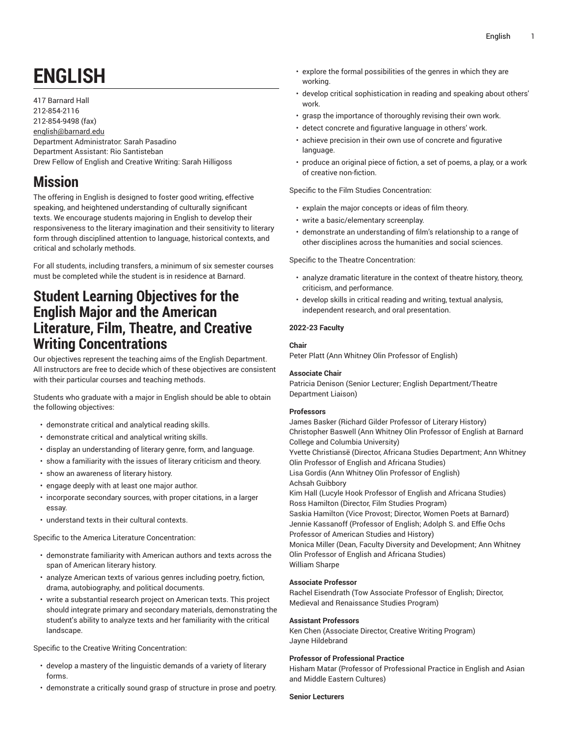# ENGLISH

417 Barnard Hall
212-854-2116
212-854-9498 (fax)
english@barnard.edu
Department Administrator: Sarah Pasadino
Department Assistant: Rio Santisteban
Drew Fellow of English and Creative Writing: Sarah Hilligoss

## Mission

The offering in English is designed to foster good writing, effective speaking, and heightened understanding of culturally significant texts. We encourage students majoring in English to develop their responsiveness to the literary imagination and their sensitivity to literary form through disciplined attention to language, historical contexts, and critical and scholarly methods.

For all students, including transfers, a minimum of six semester courses must be completed while the student is in residence at Barnard.

## Student Learning Objectives for the English Major and the American Literature, Film, Theatre, and Creative Writing Concentrations

Our objectives represent the teaching aims of the English Department. All instructors are free to decide which of these objectives are consistent with their particular courses and teaching methods.

Students who graduate with a major in English should be able to obtain the following objectives:

- demonstrate critical and analytical reading skills.
- demonstrate critical and analytical writing skills.
- display an understanding of literary genre, form, and language.
- show a familiarity with the issues of literary criticism and theory.
- show an awareness of literary history.
- engage deeply with at least one major author.
- incorporate secondary sources, with proper citations, in a larger essay.
- understand texts in their cultural contexts.

Specific to the America Literature Concentration:

- demonstrate familiarity with American authors and texts across the span of American literary history.
- analyze American texts of various genres including poetry, fiction, drama, autobiography, and political documents.
- write a substantial research project on American texts. This project should integrate primary and secondary materials, demonstrating the student's ability to analyze texts and her familiarity with the critical landscape.

Specific to the Creative Writing Concentration:

- develop a mastery of the linguistic demands of a variety of literary forms.
- demonstrate a critically sound grasp of structure in prose and poetry.
- explore the formal possibilities of the genres in which they are working.
- develop critical sophistication in reading and speaking about others' work.
- grasp the importance of thoroughly revising their own work.
- detect concrete and figurative language in others' work.
- achieve precision in their own use of concrete and figurative language.
- produce an original piece of fiction, a set of poems, a play, or a work of creative non-fiction.

Specific to the Film Studies Concentration:

- explain the major concepts or ideas of film theory.
- write a basic/elementary screenplay.
- demonstrate an understanding of film's relationship to a range of other disciplines across the humanities and social sciences.

Specific to the Theatre Concentration:

- analyze dramatic literature in the context of theatre history, theory, criticism, and performance.
- develop skills in critical reading and writing, textual analysis, independent research, and oral presentation.

**2022-23 Faculty**

**Chair**
Peter Platt (Ann Whitney Olin Professor of English)

**Associate Chair**
Patricia Denison (Senior Lecturer; English Department/Theatre Department Liaison)

**Professors**
James Basker (Richard Gilder Professor of Literary History)
Christopher Baswell (Ann Whitney Olin Professor of English at Barnard College and Columbia University)
Yvette Christiansë (Director, Africana Studies Department; Ann Whitney Olin Professor of English and Africana Studies)
Lisa Gordis (Ann Whitney Olin Professor of English)
Achsah Guibbory
Kim Hall (Lucyle Hook Professor of English and Africana Studies)
Ross Hamilton (Director, Film Studies Program)
Saskia Hamilton (Vice Provost; Director, Women Poets at Barnard)
Jennie Kassanoff (Professor of English; Adolph S. and Effie Ochs Professor of American Studies and History)
Monica Miller (Dean, Faculty Diversity and Development; Ann Whitney Olin Professor of English and Africana Studies)
William Sharpe

**Associate Professor**
Rachel Eisendrath (Tow Associate Professor of English; Director, Medieval and Renaissance Studies Program)

**Assistant Professors**
Ken Chen (Associate Director, Creative Writing Program)
Jayne Hildebrand

**Professor of Professional Practice**
Hisham Matar (Professor of Professional Practice in English and Asian and Middle Eastern Cultures)

**Senior Lecturers**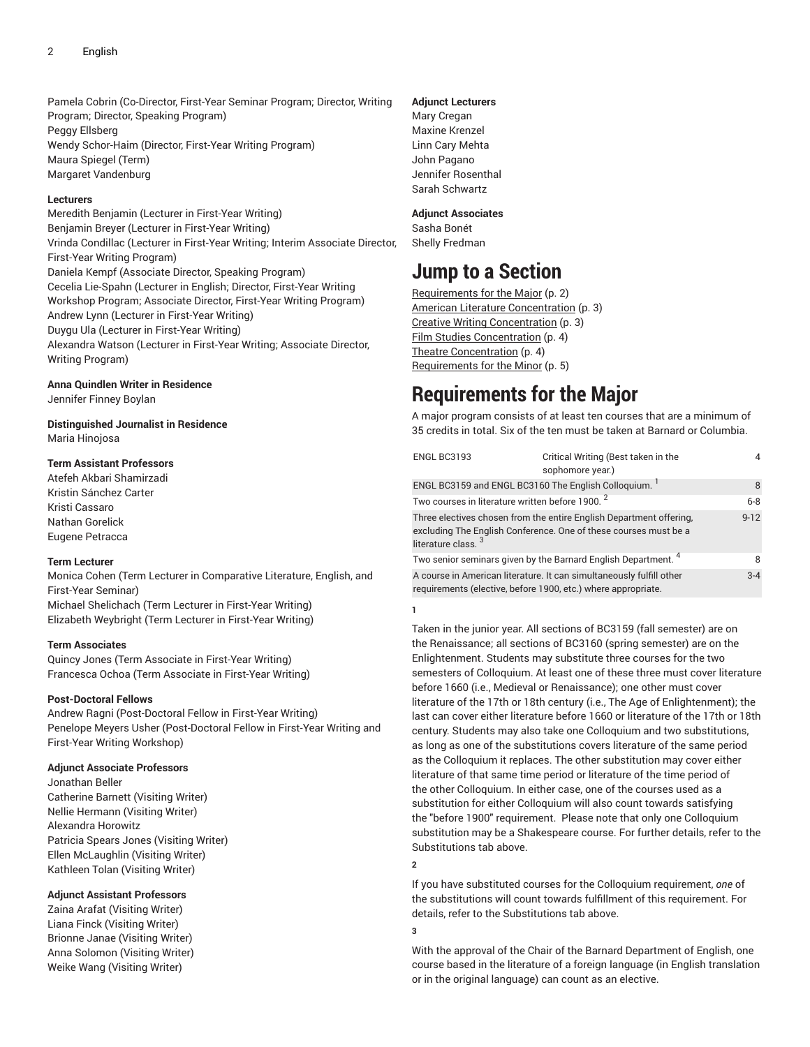Pamela Cobrin (Co-Director, First-Year Seminar Program; Director, Writing Program; Director, Speaking Program)
Peggy Ellsberg
Wendy Schor-Haim (Director, First-Year Writing Program)
Maura Spiegel (Term)
Margaret Vandenburg

**Lecturers**
Meredith Benjamin (Lecturer in First-Year Writing)
Benjamin Breyer (Lecturer in First-Year Writing)
Vrinda Condillac (Lecturer in First-Year Writing; Interim Associate Director, First-Year Writing Program)
Daniela Kempf (Associate Director, Speaking Program)
Cecelia Lie-Spahn (Lecturer in English; Director, First-Year Writing Workshop Program; Associate Director, First-Year Writing Program)
Andrew Lynn (Lecturer in First-Year Writing)
Duygu Ula (Lecturer in First-Year Writing)
Alexandra Watson (Lecturer in First-Year Writing; Associate Director, Writing Program)

**Anna Quindlen Writer in Residence**
Jennifer Finney Boylan

**Distinguished Journalist in Residence**
Maria Hinojosa

**Term Assistant Professors**
Atefeh Akbari Shamirzadi
Kristin Sánchez Carter
Kristi Cassaro
Nathan Gorelick
Eugene Petracca

**Term Lecturer**
Monica Cohen (Term Lecturer in Comparative Literature, English, and First-Year Seminar)
Michael Shelichach (Term Lecturer in First-Year Writing)
Elizabeth Weybright (Term Lecturer in First-Year Writing)

**Term Associates**
Quincy Jones (Term Associate in First-Year Writing)
Francesca Ochoa (Term Associate in First-Year Writing)

**Post-Doctoral Fellows**
Andrew Ragni (Post-Doctoral Fellow in First-Year Writing)
Penelope Meyers Usher (Post-Doctoral Fellow in First-Year Writing and First-Year Writing Workshop)

**Adjunct Associate Professors**
Jonathan Beller
Catherine Barnett (Visiting Writer)
Nellie Hermann (Visiting Writer)
Alexandra Horowitz
Patricia Spears Jones (Visiting Writer)
Ellen McLaughlin (Visiting Writer)
Kathleen Tolan (Visiting Writer)

**Adjunct Assistant Professors**
Zaina Arafat (Visiting Writer)
Liana Finck (Visiting Writer)
Brionne Janae (Visiting Writer)
Anna Solomon (Visiting Writer)
Weike Wang (Visiting Writer)

**Adjunct Lecturers**
Mary Cregan
Maxine Krenzel
Linn Cary Mehta
John Pagano
Jennifer Rosenthal
Sarah Schwartz

**Adjunct Associates**
Sasha Bonét
Shelly Fredman

# Jump to a Section

Requirements for the Major (p. 2)
American Literature Concentration (p. 3)
Creative Writing Concentration (p. 3)
Film Studies Concentration (p. 4)
Theatre Concentration (p. 4)
Requirements for the Minor (p. 5)

# Requirements for the Major

A major program consists of at least ten courses that are a minimum of 35 credits in total. Six of the ten must be taken at Barnard or Columbia.

| | | |
|---|---|---|
| ENGL BC3193 | Critical Writing (Best taken in the sophomore year.) | 4 |
| ENGL BC3159 and ENGL BC3160 The English Colloquium. [1] | | 8 |
| Two courses in literature written before 1900. [2] | | 6-8 |
| Three electives chosen from the entire English Department offering, excluding The English Conference. One of these courses must be a literature class. [3] | | 9-12 |
| Two senior seminars given by the Barnard English Department. [4] | | 8 |
| A course in American literature. It can simultaneously fulfill other requirements (elective, before 1900, etc.) where appropriate. | | 3-4 |

**1**

Taken in the junior year. All sections of BC3159 (fall semester) are on the Renaissance; all sections of BC3160 (spring semester) are on the Enlightenment. Students may substitute three courses for the two semesters of Colloquium. At least one of these three must cover literature before 1660 (i.e., Medieval or Renaissance); one other must cover literature of the 17th or 18th century (i.e., The Age of Enlightenment); the last can cover either literature before 1660 or literature of the 17th or 18th century. Students may also take one Colloquium and two substitutions, as long as one of the substitutions covers literature of the same period as the Colloquium it replaces. The other substitution may cover either literature of that same time period or literature of the time period of the other Colloquium. In either case, one of the courses used as a substitution for either Colloquium will also count towards satisfying the "before 1900" requirement. Please note that only one Colloquium substitution may be a Shakespeare course. For further details, refer to the Substitutions tab above.

**2**

If you have substituted courses for the Colloquium requirement, *one* of the substitutions will count towards fulfillment of this requirement. For details, refer to the Substitutions tab above.

**3**

With the approval of the Chair of the Barnard Department of English, one course based in the literature of a foreign language (in English translation or in the original language) can count as an elective.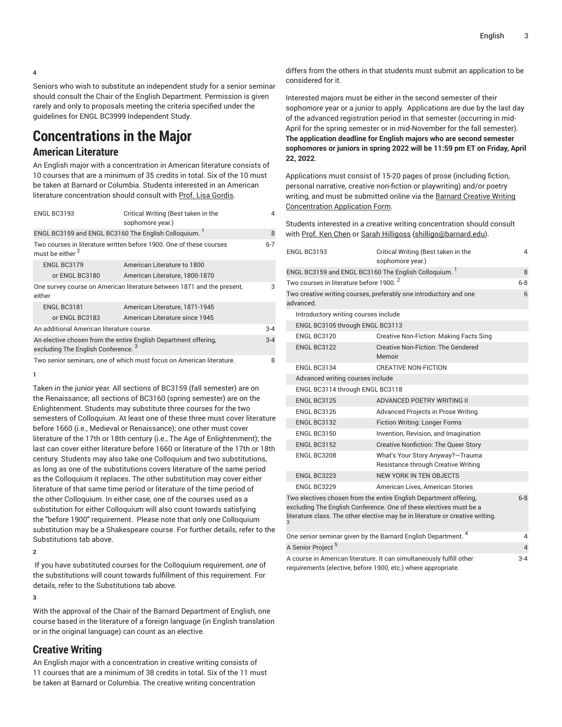4

Seniors who wish to substitute an independent study for a senior seminar should consult the Chair of the English Department. Permission is given rarely and only to proposals meeting the criteria specified under the guidelines for ENGL BC3999 Independent Study.

# Concentrations in the Major

## American Literature

An English major with a concentration in American literature consists of 10 courses that are a minimum of 35 credits in total. Six of the 10 must be taken at Barnard or Columbia. Students interested in an American literature concentration should consult with Prof. Lisa Gordis.

| | | |
|---|---|---|
| ENGL BC3193 | Critical Writing (Best taken in the sophomore year.) | 4 |
| ENGL BC3159 and ENGL BC3160 The English Colloquium. [1] | | 8 |
| Two courses in literature written before 1900. One of these courses must be either [2] | | 6-7 |
| ENGL BC3179 | American Literature to 1800 | |
| or ENGL BC3180 | American Literature, 1800-1870 | |
| One survey course on American literature between 1871 and the present, either | | 3 |
| ENGL BC3181 | American Literature, 1871-1945 | |
| or ENGL BC3183 | American Literature since 1945 | |
| An additional American literature course. | | 3-4 |
| An elective chosen from the entire English Department offering, excluding The English Conference. [3] | | 3-4 |
| Two senior seminars, one of which must focus on American literature. | | 8 |

1

Taken in the junior year. All sections of BC3159 (fall semester) are on the Renaissance; all sections of BC3160 (spring semester) are on the Enlightenment. Students may substitute three courses for the two semesters of Colloquium. At least one of these three must cover literature before 1660 (i.e., Medieval or Renaissance); one other must cover literature of the 17th or 18th century (i.e., The Age of Enlightenment); the last can cover either literature before 1660 or literature of the 17th or 18th century. Students may also take one Colloquium and two substitutions, as long as one of the substitutions covers literature of the same period as the Colloquium it replaces. The other substitution may cover either literature of that same time period or literature of the time period of the other Colloquium. In either case, one of the courses used as a substitution for either Colloquium will also count towards satisfying the "before 1900" requirement. Please note that only one Colloquium substitution may be a Shakespeare course. For further details, refer to the Substitutions tab above.

2

If you have substituted courses for the Colloquium requirement, *one* of the substitutions will count towards fulfillment of this requirement. For details, refer to the Substitutions tab above.

3

With the approval of the Chair of the Barnard Department of English, one course based in the literature of a foreign language (in English translation or in the original language) can count as an elective.

## Creative Writing

An English major with a concentration in creative writing consists of 11 courses that are a minimum of 38 credits in total. Six of the 11 must be taken at Barnard or Columbia. The creative writing concentration differs from the others in that students must submit an application to be considered for it.

Interested majors must be either in the second semester of their sophomore year or a junior to apply. Applications are due by the last day of the advanced registration period in that semester (occurring in mid-April for the spring semester or in mid-November for the fall semester). **The application deadline for English majors who are second semester sophomores or juniors in spring 2022 will be 11:59 pm ET on Friday, April 22, 2022**.

Applications must consist of 15-20 pages of prose (including fiction, personal narrative, creative non-fiction or playwriting) and/or poetry writing, and must be submitted online via the Barnard Creative Writing Concentration Application Form.

Students interested in a creative writing concentration should consult with Prof. Ken Chen or Sarah Hilligoss (shilligo@barnard.edu).

| | | |
|---|---|---|
| ENGL BC3193 | Critical Writing (Best taken in the sophomore year.) | 4 |
| ENGL BC3159 and ENGL BC3160 The English Colloquium. [1] | | 8 |
| Two courses in literature before 1900. [2] | | 6-8 |
| Two creative writing courses, preferably one introductory and one advanced. | | 6 |
| Introductory writing courses include | | |
| ENGL BC3105 through ENGL BC3113 | | |
| ENGL BC3120 | Creative Non-Fiction: Making Facts Sing | |
| ENGL BC3122 | Creative Non-Fiction: The Gendered Memoir | |
| ENGL BC3134 | CREATIVE NON-FICTION | |
| Advanced writing courses include | | |
| ENGL BC3114 through ENGL BC3118 | | |
| ENGL BC3125 | ADVANCED POETRY WRITING II | |
| ENGL BC3126 | Advanced Projects in Prose Writing | |
| ENGL BC3132 | Fiction Writing: Longer Forms | |
| ENGL BC3150 | Invention, Revision, and Imagination | |
| ENGL BC3152 | Creative Nonfiction: The Queer Story | |
| ENGL BC3208 | What's Your Story Anyway?—Trauma Resistance through Creative Writing | |
| ENGL BC3223 | NEW YORK IN TEN OBJECTS | |
| ENGL BC3229 | American Lives, American Stories | |
| Two electives chosen from the entire English Department offering, excluding The English Conference. One of these electives must be a literature class. The other elective may be in literature or creative writing. [3] | | 6-8 |
| One senior seminar given by the Barnard English Department. [4] | | 4 |
| A Senior Project [5] | | 4 |
| A course in American literature. It can simultaneously fulfill other requirements (elective, before 1900, etc.) where appropriate. | | 3-4 |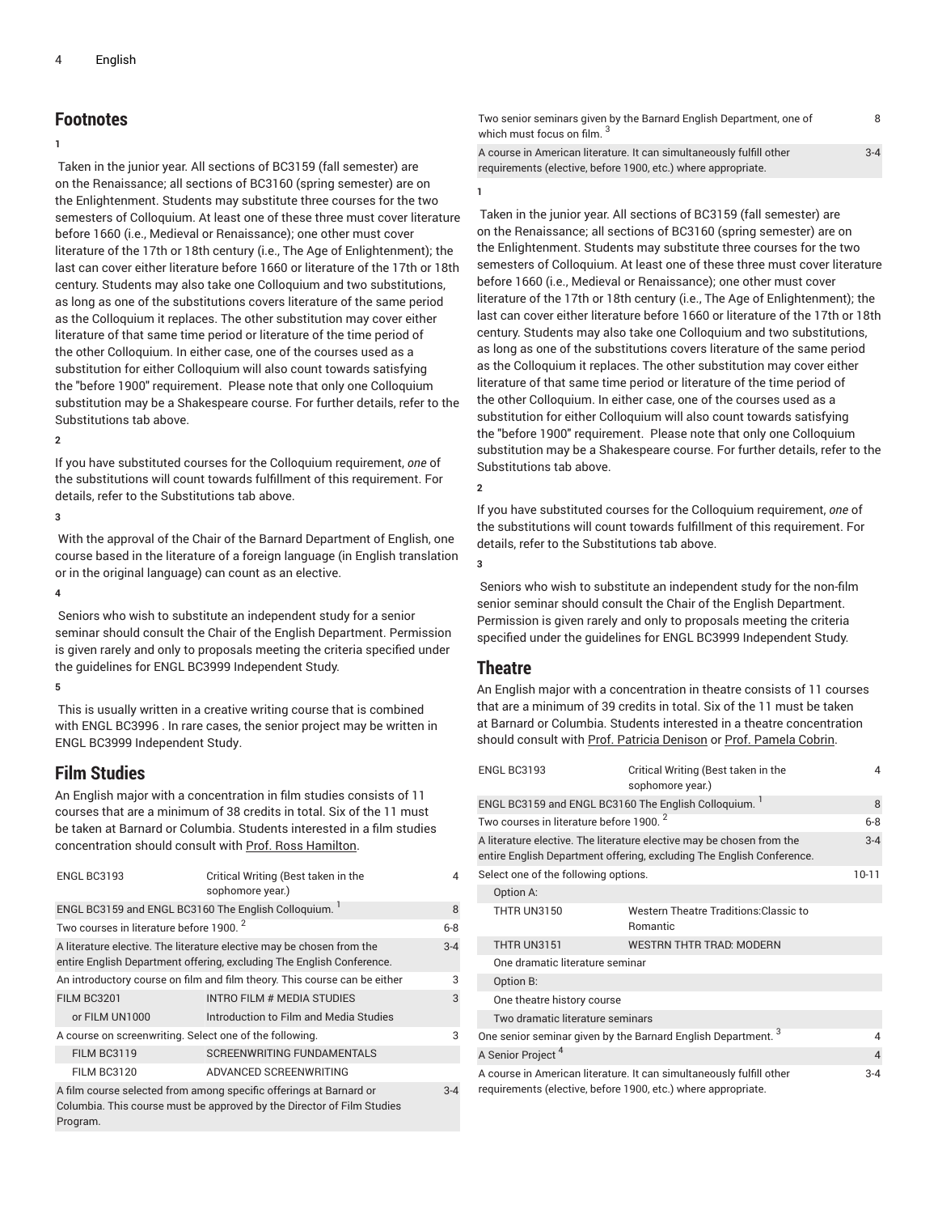## Footnotes

**1**

Taken in the junior year. All sections of BC3159 (fall semester) are on the Renaissance; all sections of BC3160 (spring semester) are on the Enlightenment. Students may substitute three courses for the two semesters of Colloquium. At least one of these three must cover literature before 1660 (i.e., Medieval or Renaissance); one other must cover literature of the 17th or 18th century (i.e., The Age of Enlightenment); the last can cover either literature before 1660 or literature of the 17th or 18th century. Students may also take one Colloquium and two substitutions, as long as one of the substitutions covers literature of the same period as the Colloquium it replaces. The other substitution may cover either literature of that same time period or literature of the time period of the other Colloquium. In either case, one of the courses used as a substitution for either Colloquium will also count towards satisfying the "before 1900" requirement. Please note that only one Colloquium substitution may be a Shakespeare course. For further details, refer to the Substitutions tab above.

**2**

If you have substituted courses for the Colloquium requirement, *one* of the substitutions will count towards fulfillment of this requirement. For details, refer to the Substitutions tab above.

**3**

With the approval of the Chair of the Barnard Department of English, one course based in the literature of a foreign language (in English translation or in the original language) can count as an elective.

**4**

Seniors who wish to substitute an independent study for a senior seminar should consult the Chair of the English Department. Permission is given rarely and only to proposals meeting the criteria specified under the guidelines for ENGL BC3999 Independent Study.

**5**

This is usually written in a creative writing course that is combined with ENGL BC3996 . In rare cases, the senior project may be written in ENGL BC3999 Independent Study.

## Film Studies

An English major with a concentration in film studies consists of 11 courses that are a minimum of 38 credits in total. Six of the 11 must be taken at Barnard or Columbia. Students interested in a film studies concentration should consult with Prof. Ross Hamilton.

| | | |
|---|---|---|
| ENGL BC3193 | Critical Writing (Best taken in the sophomore year.) | 4 |
| ENGL BC3159 and ENGL BC3160 The English Colloquium. [1] | | 8 |
| Two courses in literature before 1900. [2] | | 6-8 |
| A literature elective. The literature elective may be chosen from the entire English Department offering, excluding The English Conference. | | 3-4 |
| An introductory course on film and film theory. This course can be either | | 3 |
| FILM BC3201 | INTRO FILM # MEDIA STUDIES | 3 |
| or FILM UN1000 | Introduction to Film and Media Studies | |
| A course on screenwriting. Select one of the following. | | 3 |
| FILM BC3119 | SCREENWRITING FUNDAMENTALS | |
| FILM BC3120 | ADVANCED SCREENWRITING | |
| A film course selected from among specific offerings at Barnard or Columbia. This course must be approved by the Director of Film Studies Program. | | 3-4 |
| Two senior seminars given by the Barnard English Department, one of which must focus on film. [3] | | 8 |
| A course in American literature. It can simultaneously fulfill other requirements (elective, before 1900, etc.) where appropriate. | | 3-4 |

**1**

Taken in the junior year. All sections of BC3159 (fall semester) are on the Renaissance; all sections of BC3160 (spring semester) are on the Enlightenment. Students may substitute three courses for the two semesters of Colloquium. At least one of these three must cover literature before 1660 (i.e., Medieval or Renaissance); one other must cover literature of the 17th or 18th century (i.e., The Age of Enlightenment); the last can cover either literature before 1660 or literature of the 17th or 18th century. Students may also take one Colloquium and two substitutions, as long as one of the substitutions covers literature of the same period as the Colloquium it replaces. The other substitution may cover either literature of that same time period or literature of the time period of the other Colloquium. In either case, one of the courses used as a substitution for either Colloquium will also count towards satisfying the "before 1900" requirement. Please note that only one Colloquium substitution may be a Shakespeare course. For further details, refer to the Substitutions tab above.

**2**

If you have substituted courses for the Colloquium requirement, *one* of the substitutions will count towards fulfillment of this requirement. For details, refer to the Substitutions tab above.

**3**

Seniors who wish to substitute an independent study for the non-film senior seminar should consult the Chair of the English Department. Permission is given rarely and only to proposals meeting the criteria specified under the guidelines for ENGL BC3999 Independent Study.

## Theatre

An English major with a concentration in theatre consists of 11 courses that are a minimum of 39 credits in total. Six of the 11 must be taken at Barnard or Columbia. Students interested in a theatre concentration should consult with Prof. Patricia Denison or Prof. Pamela Cobrin.

| | | |
|---|---|---|
| ENGL BC3193 | Critical Writing (Best taken in the sophomore year.) | 4 |
| ENGL BC3159 and ENGL BC3160 The English Colloquium. [1] | | 8 |
| Two courses in literature before 1900. [2] | | 6-8 |
| A literature elective. The literature elective may be chosen from the entire English Department offering, excluding The English Conference. | | 3-4 |
| Select one of the following options. | | 10-11 |
| Option A: | | |
| THTR UN3150 | Western Theatre Traditions:Classic to Romantic | |
| THTR UN3151 | WESTRN THTR TRAD: MODERN | |
| One dramatic literature seminar | | |
| Option B: | | |
| One theatre history course | | |
| Two dramatic literature seminars | | |
| One senior seminar given by the Barnard English Department. [3] | | 4 |
| A Senior Project [4] | | 4 |
| A course in American literature. It can simultaneously fulfill other requirements (elective, before 1900, etc.) where appropriate. | | 3-4 |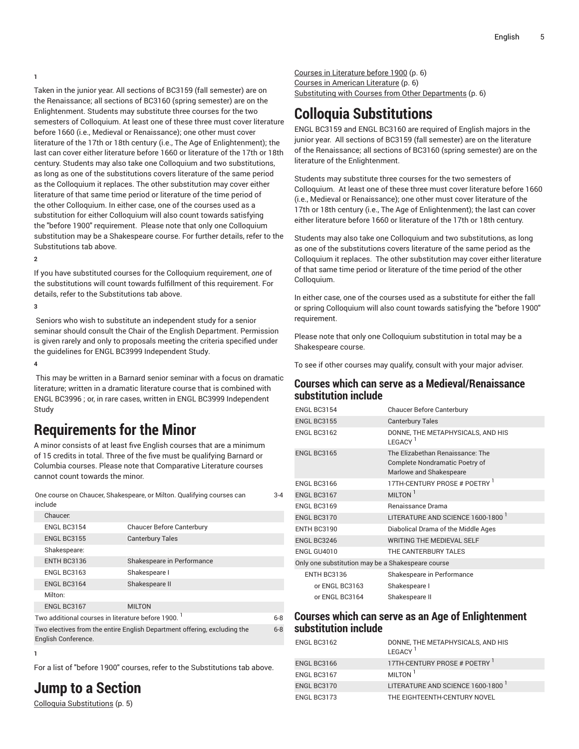1

Taken in the junior year. All sections of BC3159 (fall semester) are on the Renaissance; all sections of BC3160 (spring semester) are on the Enlightenment. Students may substitute three courses for the two semesters of Colloquium. At least one of these three must cover literature before 1660 (i.e., Medieval or Renaissance); one other must cover literature of the 17th or 18th century (i.e., The Age of Enlightenment); the last can cover either literature before 1660 or literature of the 17th or 18th century. Students may also take one Colloquium and two substitutions, as long as one of the substitutions covers literature of the same period as the Colloquium it replaces. The other substitution may cover either literature of that same time period or literature of the time period of the other Colloquium. In either case, one of the courses used as a substitution for either Colloquium will also count towards satisfying the "before 1900" requirement. Please note that only one Colloquium substitution may be a Shakespeare course. For further details, refer to the Substitutions tab above.

2

If you have substituted courses for the Colloquium requirement, *one* of the substitutions will count towards fulfillment of this requirement. For details, refer to the Substitutions tab above.

3

Seniors who wish to substitute an independent study for a senior seminar should consult the Chair of the English Department. Permission is given rarely and only to proposals meeting the criteria specified under the guidelines for ENGL BC3999 Independent Study.

4

This may be written in a Barnard senior seminar with a focus on dramatic literature; written in a dramatic literature course that is combined with ENGL BC3996 ; or, in rare cases, written in ENGL BC3999 Independent Study

# Requirements for the Minor

A minor consists of at least five English courses that are a minimum of 15 credits in total. Three of the five must be qualifying Barnard or Columbia courses. Please note that Comparative Literature courses cannot count towards the minor.

| | | |
|---|---|---|
| One course on Chaucer, Shakespeare, or Milton. Qualifying courses can include | | 3-4 |
| Chaucer: | | |
| ENGL BC3154 | Chaucer Before Canterbury | |
| ENGL BC3155 | Canterbury Tales | |
| Shakespeare: | | |
| ENTH BC3136 | Shakespeare in Performance | |
| ENGL BC3163 | Shakespeare I | |
| ENGL BC3164 | Shakespeare II | |
| Milton: | | |
| ENGL BC3167 | MILTON | |
| Two additional courses in literature before 1900. [1] | | 6-8 |
| Two electives from the entire English Department offering, excluding the English Conference. | | 6-8 |

1

For a list of "before 1900" courses, refer to the Substitutions tab above.

# Jump to a Section

Colloquia Substitutions (p. 5)
Courses in Literature before 1900 (p. 6)
Courses in American Literature (p. 6)
Substituting with Courses from Other Departments (p. 6)

# Colloquia Substitutions

ENGL BC3159 and ENGL BC3160 are required of English majors in the junior year. All sections of BC3159 (fall semester) are on the literature of the Renaissance; all sections of BC3160 (spring semester) are on the literature of the Enlightenment.

Students may substitute three courses for the two semesters of Colloquium. At least one of these three must cover literature before 1660 (i.e., Medieval or Renaissance); one other must cover literature of the 17th or 18th century (i.e., The Age of Enlightenment); the last can cover either literature before 1660 or literature of the 17th or 18th century.

Students may also take one Colloquium and two substitutions, as long as one of the substitutions covers literature of the same period as the Colloquium it replaces. The other substitution may cover either literature of that same time period or literature of the time period of the other Colloquium.

In either case, one of the courses used as a substitute for either the fall or spring Colloquium will also count towards satisfying the "before 1900" requirement.

Please note that only one Colloquium substitution in total may be a Shakespeare course.

To see if other courses may qualify, consult with your major adviser.

### Courses which can serve as a Medieval/Renaissance substitution include

| | |
|---|---|
| ENGL BC3154 | Chaucer Before Canterbury |
| ENGL BC3155 | Canterbury Tales |
| ENGL BC3162 | DONNE, THE METAPHYSICALS, AND HIS LEGACY [1] |
| ENGL BC3165 | The Elizabethan Renaissance: The Complete Nondramatic Poetry of Marlowe and Shakespeare |
| ENGL BC3166 | 17TH-CENTURY PROSE # POETRY [1] |
| ENGL BC3167 | MILTON [1] |
| ENGL BC3169 | Renaissance Drama |
| ENGL BC3170 | LITERATURE AND SCIENCE 1600-1800 [1] |
| ENTH BC3190 | Diabolical Drama of the Middle Ages |
| ENGL BC3246 | WRITING THE MEDIEVAL SELF |
| ENGL GU4010 | THE CANTERBURY TALES |
| Only one substitution may be a Shakespeare course | |
| ENTH BC3136 | Shakespeare in Performance |
| or ENGL BC3163 | Shakespeare I |
| or ENGL BC3164 | Shakespeare II |

### Courses which can serve as an Age of Enlightenment substitution include

| | |
|---|---|
| ENGL BC3162 | DONNE, THE METAPHYSICALS, AND HIS LEGACY [1] |
| ENGL BC3166 | 17TH-CENTURY PROSE # POETRY [1] |
| ENGL BC3167 | MILTON [1] |
| ENGL BC3170 | LITERATURE AND SCIENCE 1600-1800 [1] |
| ENGL BC3173 | THE EIGHTEENTH-CENTURY NOVEL |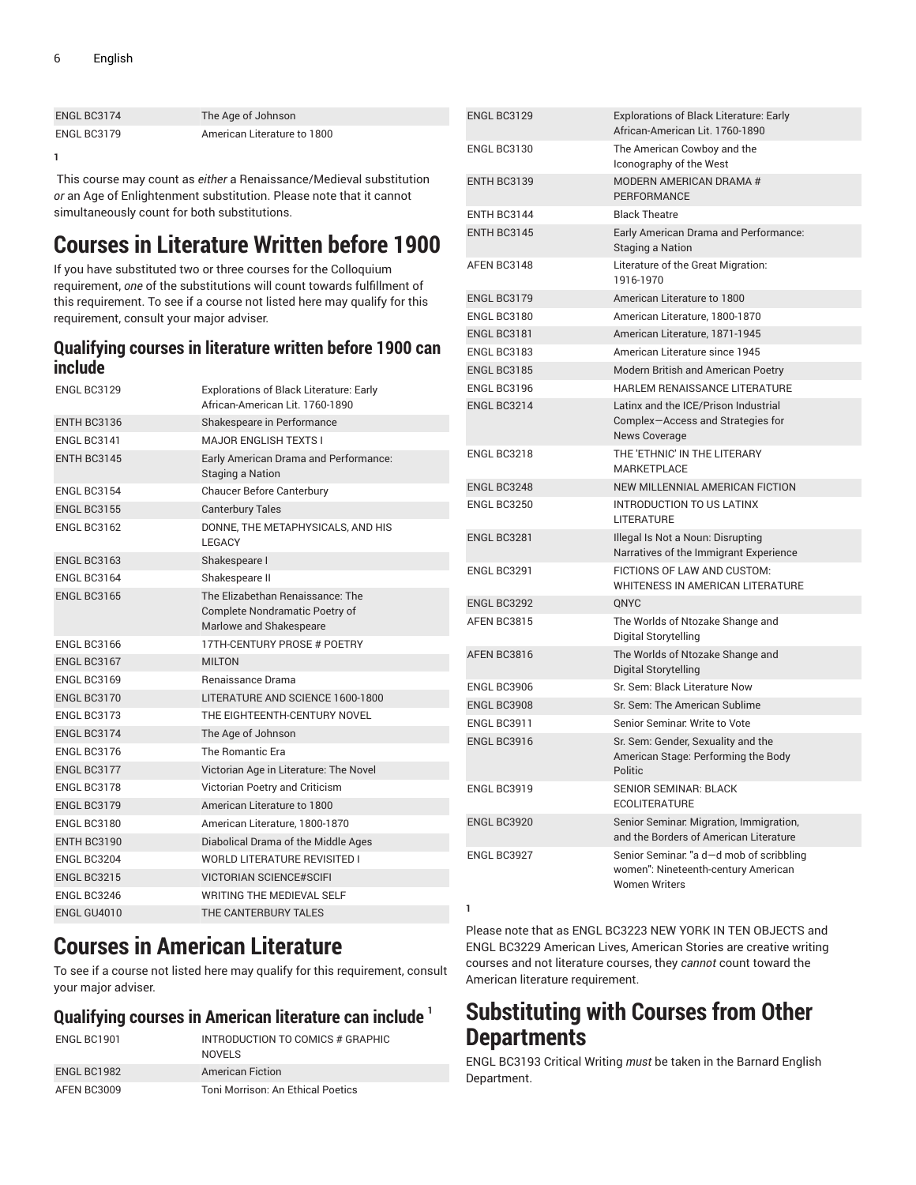| | |
|---|---|
| ENGL BC3174 | The Age of Johnson |
| ENGL BC3179 | American Literature to 1800 |

1

This course may count as *either* a Renaissance/Medieval substitution *or* an Age of Enlightenment substitution. Please note that it cannot simultaneously count for both substitutions.

# Courses in Literature Written before 1900

If you have substituted two or three courses for the Colloquium requirement, *one* of the substitutions will count towards fulfillment of this requirement. To see if a course not listed here may qualify for this requirement, consult your major adviser.

## Qualifying courses in literature written before 1900 can include

| | |
|---|---|
| ENGL BC3129 | Explorations of Black Literature: Early African-American Lit. 1760-1890 |
| ENTH BC3136 | Shakespeare in Performance |
| ENGL BC3141 | MAJOR ENGLISH TEXTS I |
| ENTH BC3145 | Early American Drama and Performance: Staging a Nation |
| ENGL BC3154 | Chaucer Before Canterbury |
| ENGL BC3155 | Canterbury Tales |
| ENGL BC3162 | DONNE, THE METAPHYSICALS, AND HIS LEGACY |
| ENGL BC3163 | Shakespeare I |
| ENGL BC3164 | Shakespeare II |
| ENGL BC3165 | The Elizabethan Renaissance: The Complete Nondramatic Poetry of Marlowe and Shakespeare |
| ENGL BC3166 | 17TH-CENTURY PROSE # POETRY |
| ENGL BC3167 | MILTON |
| ENGL BC3169 | Renaissance Drama |
| ENGL BC3170 | LITERATURE AND SCIENCE 1600-1800 |
| ENGL BC3173 | THE EIGHTEENTH-CENTURY NOVEL |
| ENGL BC3174 | The Age of Johnson |
| ENGL BC3176 | The Romantic Era |
| ENGL BC3177 | Victorian Age in Literature: The Novel |
| ENGL BC3178 | Victorian Poetry and Criticism |
| ENGL BC3179 | American Literature to 1800 |
| ENGL BC3180 | American Literature, 1800-1870 |
| ENTH BC3190 | Diabolical Drama of the Middle Ages |
| ENGL BC3204 | WORLD LITERATURE REVISITED I |
| ENGL BC3215 | VICTORIAN SCIENCE#SCIFI |
| ENGL BC3246 | WRITING THE MEDIEVAL SELF |
| ENGL GU4010 | THE CANTERBURY TALES |

# Courses in American Literature

To see if a course not listed here may qualify for this requirement, consult your major adviser.

## Qualifying courses in American literature can include [1]

| | |
|---|---|
| ENGL BC1901 | INTRODUCTION TO COMICS # GRAPHIC NOVELS |
| ENGL BC1982 | American Fiction |
| AFEN BC3009 | Toni Morrison: An Ethical Poetics |
| ENGL BC3129 | Explorations of Black Literature: Early African-American Lit. 1760-1890 |
| ENGL BC3130 | The American Cowboy and the Iconography of the West |
| ENTH BC3139 | MODERN AMERICAN DRAMA # PERFORMANCE |
| ENTH BC3144 | Black Theatre |
| ENTH BC3145 | Early American Drama and Performance: Staging a Nation |
| AFEN BC3148 | Literature of the Great Migration: 1916-1970 |
| ENGL BC3179 | American Literature to 1800 |
| ENGL BC3180 | American Literature, 1800-1870 |
| ENGL BC3181 | American Literature, 1871-1945 |
| ENGL BC3183 | American Literature since 1945 |
| ENGL BC3185 | Modern British and American Poetry |
| ENGL BC3196 | HARLEM RENAISSANCE LITERATURE |
| ENGL BC3214 | Latinx and the ICE/Prison Industrial Complex—Access and Strategies for News Coverage |
| ENGL BC3218 | THE 'ETHNIC' IN THE LITERARY MARKETPLACE |
| ENGL BC3248 | NEW MILLENNIAL AMERICAN FICTION |
| ENGL BC3250 | INTRODUCTION TO US LATINX LITERATURE |
| ENGL BC3281 | Illegal Is Not a Noun: Disrupting Narratives of the Immigrant Experience |
| ENGL BC3291 | FICTIONS OF LAW AND CUSTOM: WHITENESS IN AMERICAN LITERATURE |
| ENGL BC3292 | QNYC |
| AFEN BC3815 | The Worlds of Ntozake Shange and Digital Storytelling |
| AFEN BC3816 | The Worlds of Ntozake Shange and Digital Storytelling |
| ENGL BC3906 | Sr. Sem: Black Literature Now |
| ENGL BC3908 | Sr. Sem: The American Sublime |
| ENGL BC3911 | Senior Seminar: Write to Vote |
| ENGL BC3916 | Sr. Sem: Gender, Sexuality and the American Stage: Performing the Body Politic |
| ENGL BC3919 | SENIOR SEMINAR: BLACK ECOLITERATURE |
| ENGL BC3920 | Senior Seminar: Migration, Immigration, and the Borders of American Literature |
| ENGL BC3927 | Senior Seminar: "a d—d mob of scribbling women": Nineteenth-century American Women Writers |

1

Please note that as ENGL BC3223 NEW YORK IN TEN OBJECTS and ENGL BC3229 American Lives, American Stories are creative writing courses and not literature courses, they *cannot* count toward the American literature requirement.

# Substituting with Courses from Other Departments

ENGL BC3193 Critical Writing *must* be taken in the Barnard English Department.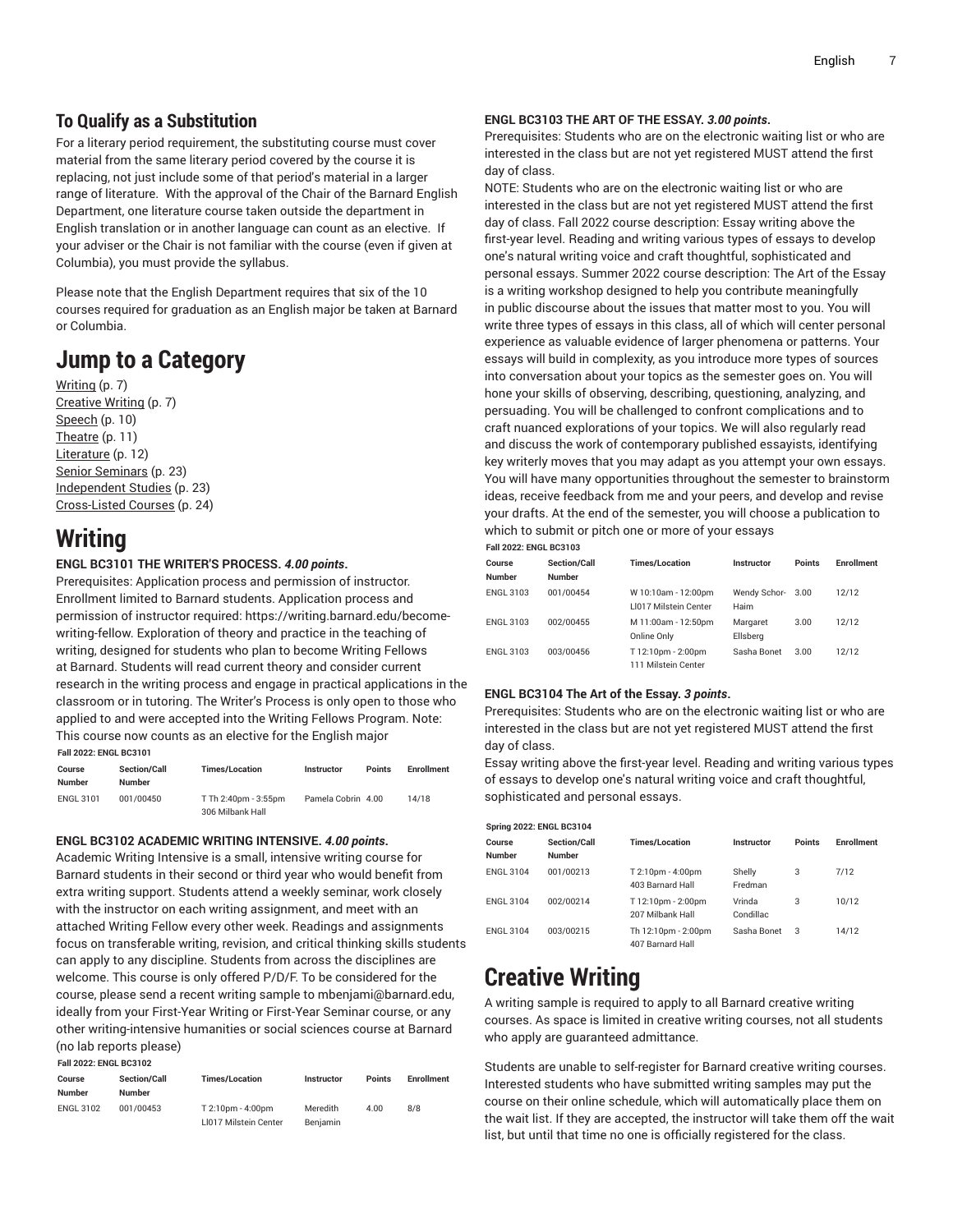## To Qualify as a Substitution

For a literary period requirement, the substituting course must cover material from the same literary period covered by the course it is replacing, not just include some of that period's material in a larger range of literature. With the approval of the Chair of the Barnard English Department, one literature course taken outside the department in English translation or in another language can count as an elective. If your adviser or the Chair is not familiar with the course (even if given at Columbia), you must provide the syllabus.

Please note that the English Department requires that six of the 10 courses required for graduation as an English major be taken at Barnard or Columbia.

# Jump to a Category

Writing (p. 7)
Creative Writing (p. 7)
Speech (p. 10)
Theatre (p. 11)
Literature (p. 12)
Senior Seminars (p. 23)
Independent Studies (p. 23)
Cross-Listed Courses (p. 24)

# Writing

**ENGL BC3101 THE WRITER'S PROCESS. *4.00 points*.**

Prerequisites: Application process and permission of instructor. Enrollment limited to Barnard students. Application process and permission of instructor required: https://writing.barnard.edu/become-writing-fellow. Exploration of theory and practice in the teaching of writing, designed for students who plan to become Writing Fellows at Barnard. Students will read current theory and consider current research in the writing process and engage in practical applications in the classroom or in tutoring. The Writer's Process is only open to those who applied to and were accepted into the Writing Fellows Program. Note: This course now counts as an elective for the English major

**Fall 2022: ENGL BC3101**

| Course Number | Section/Call Number | Times/Location | Instructor | Points | Enrollment |
|---|---|---|---|---|---|
| ENGL 3101 | 001/00450 | T Th 2:40pm - 3:55pm 306 Milbank Hall | Pamela Cobrin | 4.00 | 14/18 |

**ENGL BC3102 ACADEMIC WRITING INTENSIVE. *4.00 points*.**

Academic Writing Intensive is a small, intensive writing course for Barnard students in their second or third year who would benefit from extra writing support. Students attend a weekly seminar, work closely with the instructor on each writing assignment, and meet with an attached Writing Fellow every other week. Readings and assignments focus on transferable writing, revision, and critical thinking skills students can apply to any discipline. Students from across the disciplines are welcome. This course is only offered P/D/F. To be considered for the course, please send a recent writing sample to mbenjami@barnard.edu, ideally from your First-Year Writing or First-Year Seminar course, or any other writing-intensive humanities or social sciences course at Barnard (no lab reports please)

**Fall 2022: ENGL BC3102**

| Course Number | Section/Call Number | Times/Location | Instructor | Points | Enrollment |
|---|---|---|---|---|---|
| ENGL 3102 | 001/00453 | T 2:10pm - 4:00pm LI017 Milstein Center | Meredith Benjamin | 4.00 | 8/8 |

**ENGL BC3103 THE ART OF THE ESSAY. *3.00 points*.**

Prerequisites: Students who are on the electronic waiting list or who are interested in the class but are not yet registered MUST attend the first day of class.

NOTE: Students who are on the electronic waiting list or who are interested in the class but are not yet registered MUST attend the first day of class. Fall 2022 course description: Essay writing above the first-year level. Reading and writing various types of essays to develop one's natural writing voice and craft thoughtful, sophisticated and personal essays. Summer 2022 course description: The Art of the Essay is a writing workshop designed to help you contribute meaningfully in public discourse about the issues that matter most to you. You will write three types of essays in this class, all of which will center personal experience as valuable evidence of larger phenomena or patterns. Your essays will build in complexity, as you introduce more types of sources into conversation about your topics as the semester goes on. You will hone your skills of observing, describing, questioning, analyzing, and persuading. You will be challenged to confront complications and to craft nuanced explorations of your topics. We will also regularly read and discuss the work of contemporary published essayists, identifying key writerly moves that you may adapt as you attempt your own essays. You will have many opportunities throughout the semester to brainstorm ideas, receive feedback from me and your peers, and develop and revise your drafts. At the end of the semester, you will choose a publication to which to submit or pitch one or more of your essays

**Fall 2022: ENGL BC3103**

| Course Number | Section/Call Number | Times/Location | Instructor | Points | Enrollment |
|---|---|---|---|---|---|
| ENGL 3103 | 001/00454 | W 10:10am - 12:00pm LI017 Milstein Center | Wendy Schor-Haim | 3.00 | 12/12 |
| ENGL 3103 | 002/00455 | M 11:00am - 12:50pm Online Only | Margaret Ellsberg | 3.00 | 12/12 |
| ENGL 3103 | 003/00456 | T 12:10pm - 2:00pm 111 Milstein Center | Sasha Bonet | 3.00 | 12/12 |

**ENGL BC3104 The Art of the Essay. *3 points*.**

Prerequisites: Students who are on the electronic waiting list or who are interested in the class but are not yet registered MUST attend the first day of class.

Essay writing above the first-year level. Reading and writing various types of essays to develop one's natural writing voice and craft thoughtful, sophisticated and personal essays.

**Spring 2022: ENGL BC3104**

| Course Number | Section/Call Number | Times/Location | Instructor | Points | Enrollment |
|---|---|---|---|---|---|
| ENGL 3104 | 001/00213 | T 2:10pm - 4:00pm 403 Barnard Hall | Shelly Fredman | 3 | 7/12 |
| ENGL 3104 | 002/00214 | T 12:10pm - 2:00pm 207 Milbank Hall | Vrinda Condillac | 3 | 10/12 |
| ENGL 3104 | 003/00215 | Th 12:10pm - 2:00pm 407 Barnard Hall | Sasha Bonet | 3 | 14/12 |

# Creative Writing

A writing sample is required to apply to all Barnard creative writing courses. As space is limited in creative writing courses, not all students who apply are guaranteed admittance.

Students are unable to self-register for Barnard creative writing courses. Interested students who have submitted writing samples may put the course on their online schedule, which will automatically place them on the wait list. If they are accepted, the instructor will take them off the wait list, but until that time no one is officially registered for the class.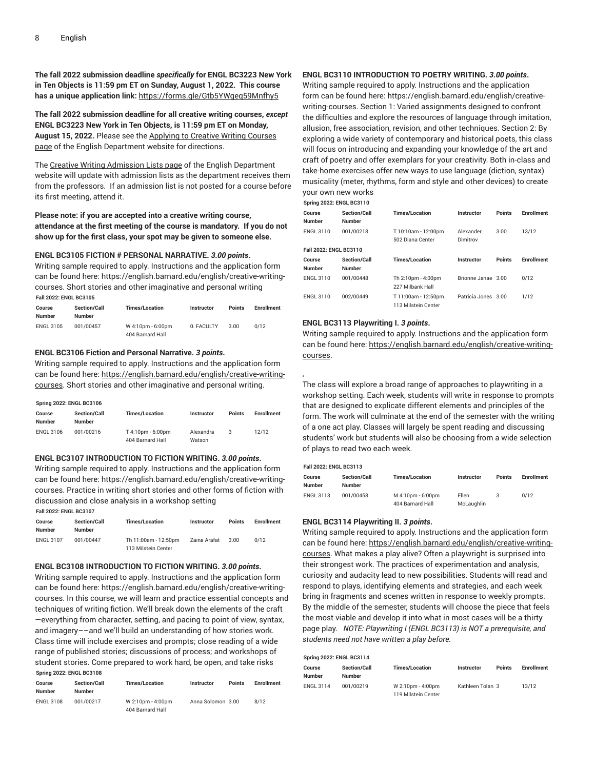**The fall 2022 submission deadline *specifically* for ENGL BC3223 New York in Ten Objects is 11:59 pm ET on Sunday, August 1, 2022. This course has a unique application link:** https://forms.gle/Gtb5YWgeq59Mnfhy5

**The fall 2022 submission deadline for all creative writing courses, *except* ENGL BC3223 New York in Ten Objects, is 11:59 pm ET on Monday, August 15, 2022.** Please see the Applying to Creative Writing Courses page of the English Department website for directions.

The Creative Writing Admission Lists page of the English Department website will update with admission lists as the department receives them from the professors. If an admission list is not posted for a course before its first meeting, attend it.

**Please note: if you are accepted into a creative writing course, attendance at the first meeting of the course is mandatory. If you do not show up for the first class, your spot may be given to someone else.**

### ENGL BC3105 FICTION # PERSONAL NARRATIVE. *3.00 points*.

Writing sample required to apply. Instructions and the application form can be found here: https://english.barnard.edu/english/creative-writing-courses. Short stories and other imaginative and personal writing

**Fall 2022: ENGL BC3105**

| Course Number | Section/Call Number | Times/Location | Instructor | Points | Enrollment |
|---|---|---|---|---|---|
| ENGL 3105 | 001/00457 | W 4:10pm - 6:00pm 404 Barnard Hall | 0. FACULTY | 3.00 | 0/12 |

### ENGL BC3106 Fiction and Personal Narrative. *3 points*.

Writing sample required to apply. Instructions and the application form can be found here: https://english.barnard.edu/english/creative-writing-courses. Short stories and other imaginative and personal writing.

**Spring 2022: ENGL BC3106**

| Course Number | Section/Call Number | Times/Location | Instructor | Points | Enrollment |
|---|---|---|---|---|---|
| ENGL 3106 | 001/00216 | T 4:10pm - 6:00pm 404 Barnard Hall | Alexandra Watson | 3 | 12/12 |

### ENGL BC3107 INTRODUCTION TO FICTION WRITING. *3.00 points*.

Writing sample required to apply. Instructions and the application form can be found here: https://english.barnard.edu/english/creative-writing-courses. Practice in writing short stories and other forms of fiction with discussion and close analysis in a workshop setting

**Fall 2022: ENGL BC3107**

| Course Number | Section/Call Number | Times/Location | Instructor | Points | Enrollment |
|---|---|---|---|---|---|
| ENGL 3107 | 001/00447 | Th 11:00am - 12:50pm 113 Milstein Center | Zaina Arafat | 3.00 | 0/12 |

### ENGL BC3108 INTRODUCTION TO FICTION WRITING. *3.00 points*.

Writing sample required to apply. Instructions and the application form can be found here: https://english.barnard.edu/english/creative-writing-courses. In this course, we will learn and practice essential concepts and techniques of writing fiction. We'll break down the elements of the craft —everything from character, setting, and pacing to point of view, syntax, and imagery––and we'll build an understanding of how stories work. Class time will include exercises and prompts; close reading of a wide range of published stories; discussions of process; and workshops of student stories. Come prepared to work hard, be open, and take risks

**Spring 2022: ENGL BC3108**

| Course Number | Section/Call Number | Times/Location | Instructor | Points | Enrollment |
|---|---|---|---|---|---|
| ENGL 3108 | 001/00217 | W 2:10pm - 4:00pm 404 Barnard Hall | Anna Solomon | 3.00 | 8/12 |

### ENGL BC3110 INTRODUCTION TO POETRY WRITING. *3.00 points*.

Writing sample required to apply. Instructions and the application form can be found here: https://english.barnard.edu/english/creative-writing-courses. Section 1: Varied assignments designed to confront the difficulties and explore the resources of language through imitation, allusion, free association, revision, and other techniques. Section 2: By exploring a wide variety of contemporary and historical poets, this class will focus on introducing and expanding your knowledge of the art and craft of poetry and offer exemplars for your creativity. Both in-class and take-home exercises offer new ways to use language (diction, syntax) musicality (meter, rhythms, form and style and other devices) to create your own new works

**Spring 2022: ENGL BC3110**

| Course Number | Section/Call Number | Times/Location | Instructor | Points | Enrollment |
|---|---|---|---|---|---|
| ENGL 3110 | 001/00218 | T 10:10am - 12:00pm 502 Diana Center | Alexander Dimitrov | 3.00 | 13/12 |

**Fall 2022: ENGL BC3110**

| Course Number | Section/Call Number | Times/Location | Instructor | Points | Enrollment |
|---|---|---|---|---|---|
| ENGL 3110 | 001/00448 | Th 2:10pm - 4:00pm 227 Milbank Hall | Brionne Janae | 3.00 | 0/12 |
| ENGL 3110 | 002/00449 | T 11:00am - 12:50pm 113 Milstein Center | Patricia Jones | 3.00 | 1/12 |

### ENGL BC3113 Playwriting I. *3 points*.

Writing sample required to apply. Instructions and the application form can be found here: https://english.barnard.edu/english/creative-writing-courses.

,

The class will explore a broad range of approaches to playwriting in a workshop setting. Each week, students will write in response to prompts that are designed to explicate different elements and principles of the form. The work will culminate at the end of the semester with the writing of a one act play. Classes will largely be spent reading and discussing students' work but students will also be choosing from a wide selection of plays to read two each week.

**Fall 2022: ENGL BC3113**

| Course Number | Section/Call Number | Times/Location | Instructor | Points | Enrollment |
|---|---|---|---|---|---|
| ENGL 3113 | 001/00458 | M 4:10pm - 6:00pm 404 Barnard Hall | Ellen McLaughlin | 3 | 0/12 |

### ENGL BC3114 Playwriting II. *3 points*.

Writing sample required to apply. Instructions and the application form can be found here: https://english.barnard.edu/english/creative-writing-courses. What makes a play alive? Often a playwright is surprised into their strongest work. The practices of experimentation and analysis, curiosity and audacity lead to new possibilities. Students will read and respond to plays, identifying elements and strategies, and each week bring in fragments and scenes written in response to weekly prompts. By the middle of the semester, students will choose the piece that feels the most viable and develop it into what in most cases will be a thirty page play. *NOTE: Playwriting I (ENGL BC3113) is NOT a prerequisite, and students need not have written a play before.*

**Spring 2022: ENGL BC3114**

| Course Number | Section/Call Number | Times/Location | Instructor | Points | Enrollment |
|---|---|---|---|---|---|
| ENGL 3114 | 001/00219 | W 2:10pm - 4:00pm 119 Milstein Center | Kathleen Tolan | 3 | 13/12 |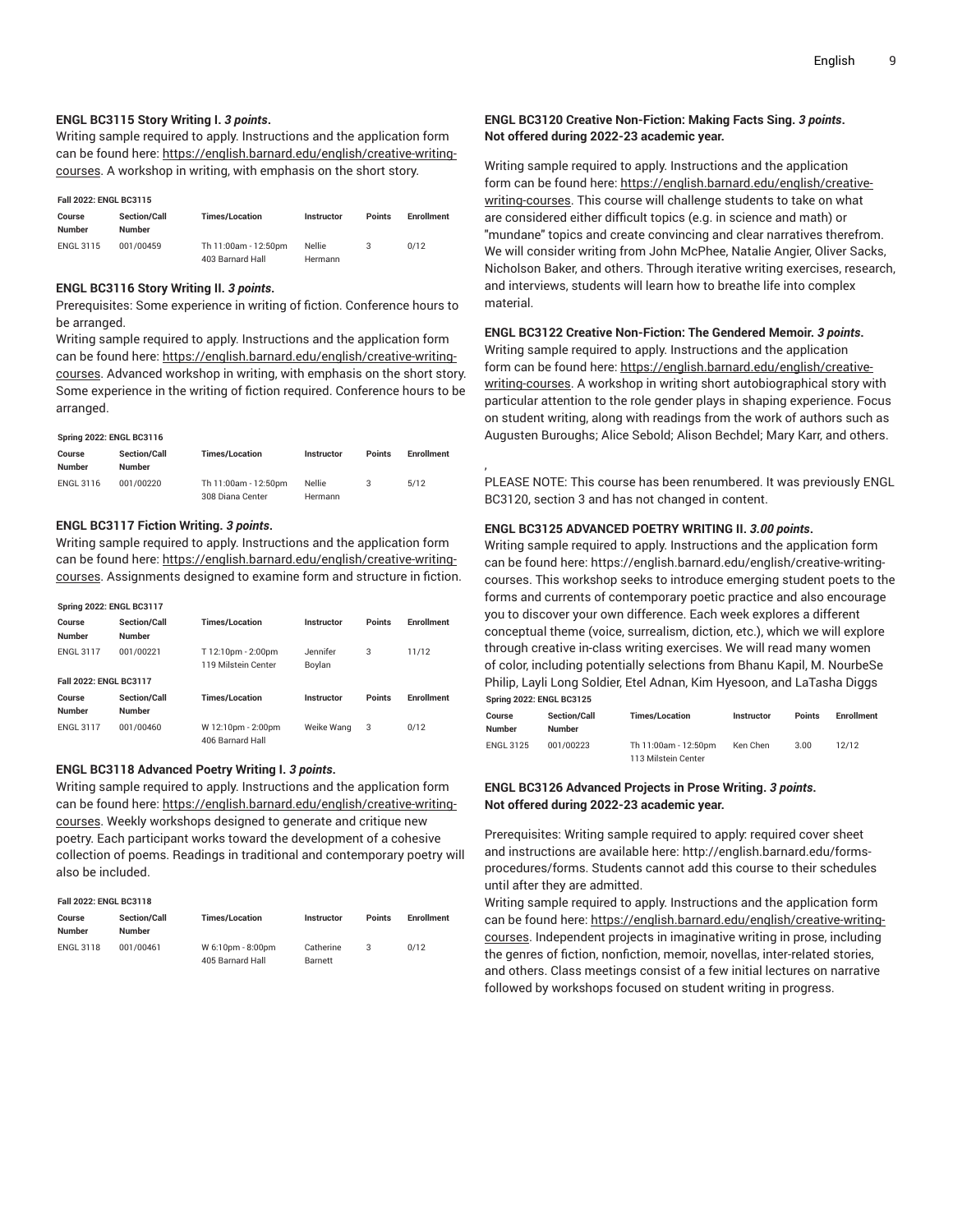**ENGL BC3115 Story Writing I.** ***3 points*****.**

Writing sample required to apply. Instructions and the application form can be found here: https://english.barnard.edu/english/creative-writing-courses. A workshop in writing, with emphasis on the short story.

**Fall 2022: ENGL BC3115**

| Course Number | Section/Call Number | Times/Location | Instructor | Points | Enrollment |
|---|---|---|---|---|---|
| ENGL 3115 | 001/00459 | Th 11:00am - 12:50pm 403 Barnard Hall | Nellie Hermann | 3 | 0/12 |

**ENGL BC3116 Story Writing II.** ***3 points*****.**

Prerequisites: Some experience in writing of fiction. Conference hours to be arranged.

Writing sample required to apply. Instructions and the application form can be found here: https://english.barnard.edu/english/creative-writing-courses. Advanced workshop in writing, with emphasis on the short story. Some experience in the writing of fiction required. Conference hours to be arranged.

**Spring 2022: ENGL BC3116**

| Course Number | Section/Call Number | Times/Location | Instructor | Points | Enrollment |
|---|---|---|---|---|---|
| ENGL 3116 | 001/00220 | Th 11:00am - 12:50pm 308 Diana Center | Nellie Hermann | 3 | 5/12 |

**ENGL BC3117 Fiction Writing.** ***3 points*****.**

Writing sample required to apply. Instructions and the application form can be found here: https://english.barnard.edu/english/creative-writing-courses. Assignments designed to examine form and structure in fiction.

**Spring 2022: ENGL BC3117**

| Course Number | Section/Call Number | Times/Location | Instructor | Points | Enrollment |
|---|---|---|---|---|---|
| ENGL 3117 | 001/00221 | T 12:10pm - 2:00pm 119 Milstein Center | Jennifer Boylan | 3 | 11/12 |

**Fall 2022: ENGL BC3117**

| Course Number | Section/Call Number | Times/Location | Instructor | Points | Enrollment |
|---|---|---|---|---|---|
| ENGL 3117 | 001/00460 | W 12:10pm - 2:00pm 406 Barnard Hall | Weike Wang | 3 | 0/12 |

**ENGL BC3118 Advanced Poetry Writing I.** ***3 points*****.**

Writing sample required to apply. Instructions and the application form can be found here: https://english.barnard.edu/english/creative-writing-courses. Weekly workshops designed to generate and critique new poetry. Each participant works toward the development of a cohesive collection of poems. Readings in traditional and contemporary poetry will also be included.

**Fall 2022: ENGL BC3118**

| Course Number | Section/Call Number | Times/Location | Instructor | Points | Enrollment |
|---|---|---|---|---|---|
| ENGL 3118 | 001/00461 | W 6:10pm - 8:00pm 405 Barnard Hall | Catherine Barnett | 3 | 0/12 |

**ENGL BC3120 Creative Non-Fiction: Making Facts Sing.** ***3 points*****. Not offered during 2022-23 academic year.**

Writing sample required to apply. Instructions and the application form can be found here: https://english.barnard.edu/english/creative-writing-courses. This course will challenge students to take on what are considered either difficult topics (e.g. in science and math) or "mundane" topics and create convincing and clear narratives therefrom. We will consider writing from John McPhee, Natalie Angier, Oliver Sacks, Nicholson Baker, and others. Through iterative writing exercises, research, and interviews, students will learn how to breathe life into complex material.

**ENGL BC3122 Creative Non-Fiction: The Gendered Memoir.** ***3 points*****.**

Writing sample required to apply. Instructions and the application form can be found here: https://english.barnard.edu/english/creative-writing-courses. A workshop in writing short autobiographical story with particular attention to the role gender plays in shaping experience. Focus on student writing, along with readings from the work of authors such as Augusten Buroughs; Alice Sebold; Alison Bechdel; Mary Karr, and others.

,

PLEASE NOTE: This course has been renumbered. It was previously ENGL BC3120, section 3 and has not changed in content.

**ENGL BC3125 ADVANCED POETRY WRITING II.** ***3.00 points*****.**

Writing sample required to apply. Instructions and the application form can be found here: https://english.barnard.edu/english/creative-writing-courses. This workshop seeks to introduce emerging student poets to the forms and currents of contemporary poetic practice and also encourage you to discover your own difference. Each week explores a different conceptual theme (voice, surrealism, diction, etc.), which we will explore through creative in-class writing exercises. We will read many women of color, including potentially selections from Bhanu Kapil, M. NourbeSe Philip, Layli Long Soldier, Etel Adnan, Kim Hyesoon, and LaTasha Diggs

**Spring 2022: ENGL BC3125**

| Course Number | Section/Call Number | Times/Location | Instructor | Points | Enrollment |
|---|---|---|---|---|---|
| ENGL 3125 | 001/00223 | Th 11:00am - 12:50pm 113 Milstein Center | Ken Chen | 3.00 | 12/12 |

**ENGL BC3126 Advanced Projects in Prose Writing.** ***3 points*****. Not offered during 2022-23 academic year.**

Prerequisites: Writing sample required to apply: required cover sheet and instructions are available here: http://english.barnard.edu/forms-procedures/forms. Students cannot add this course to their schedules until after they are admitted.

Writing sample required to apply. Instructions and the application form can be found here: https://english.barnard.edu/english/creative-writing-courses. Independent projects in imaginative writing in prose, including the genres of fiction, nonfiction, memoir, novellas, inter-related stories, and others. Class meetings consist of a few initial lectures on narrative followed by workshops focused on student writing in progress.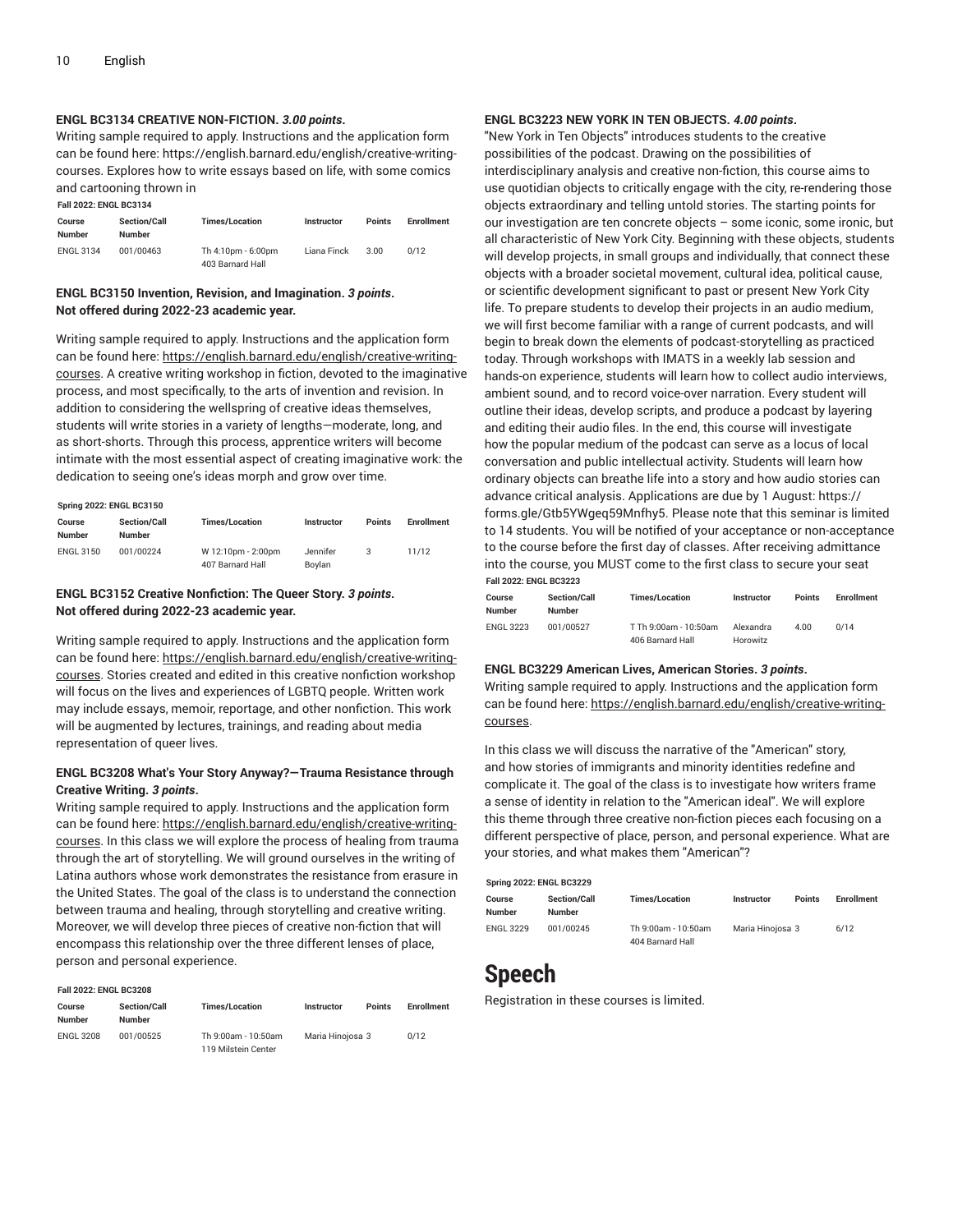#### ENGL BC3134 CREATIVE NON-FICTION. *3.00 points*.

Writing sample required to apply. Instructions and the application form can be found here: https://english.barnard.edu/english/creative-writing-courses. Explores how to write essays based on life, with some comics and cartooning thrown in

**Fall 2022: ENGL BC3134**

| Course Number | Section/Call Number | Times/Location | Instructor | Points | Enrollment |
|---|---|---|---|---|---|
| ENGL 3134 | 001/00463 | Th 4:10pm - 6:00pm 403 Barnard Hall | Liana Finck | 3.00 | 0/12 |

#### ENGL BC3150 Invention, Revision, and Imagination. *3 points*. Not offered during 2022-23 academic year.

Writing sample required to apply. Instructions and the application form can be found here: https://english.barnard.edu/english/creative-writing-courses. A creative writing workshop in fiction, devoted to the imaginative process, and most specifically, to the arts of invention and revision. In addition to considering the wellspring of creative ideas themselves, students will write stories in a variety of lengths—moderate, long, and as short-shorts. Through this process, apprentice writers will become intimate with the most essential aspect of creating imaginative work: the dedication to seeing one's ideas morph and grow over time.

**Spring 2022: ENGL BC3150**

| Course Number | Section/Call Number | Times/Location | Instructor | Points | Enrollment |
|---|---|---|---|---|---|
| ENGL 3150 | 001/00224 | W 12:10pm - 2:00pm 407 Barnard Hall | Jennifer Boylan | 3 | 11/12 |

#### ENGL BC3152 Creative Nonfiction: The Queer Story. *3 points*. Not offered during 2022-23 academic year.

Writing sample required to apply. Instructions and the application form can be found here: https://english.barnard.edu/english/creative-writing-courses. Stories created and edited in this creative nonfiction workshop will focus on the lives and experiences of LGBTQ people. Written work may include essays, memoir, reportage, and other nonfiction. This work will be augmented by lectures, trainings, and reading about media representation of queer lives.

#### ENGL BC3208 What's Your Story Anyway?—Trauma Resistance through Creative Writing. *3 points*.

Writing sample required to apply. Instructions and the application form can be found here: https://english.barnard.edu/english/creative-writing-courses. In this class we will explore the process of healing from trauma through the art of storytelling. We will ground ourselves in the writing of Latina authors whose work demonstrates the resistance from erasure in the United States. The goal of the class is to understand the connection between trauma and healing, through storytelling and creative writing. Moreover, we will develop three pieces of creative non-fiction that will encompass this relationship over the three different lenses of place, person and personal experience.

**Fall 2022: ENGL BC3208**

| Course Number | Section/Call Number | Times/Location | Instructor | Points | Enrollment |
|---|---|---|---|---|---|
| ENGL 3208 | 001/00525 | Th 9:00am - 10:50am 119 Milstein Center | Maria Hinojosa | 3 | 0/12 |

#### ENGL BC3223 NEW YORK IN TEN OBJECTS. *4.00 points*.

"New York in Ten Objects" introduces students to the creative possibilities of the podcast. Drawing on the possibilities of interdisciplinary analysis and creative non-fiction, this course aims to use quotidian objects to critically engage with the city, re-rendering those objects extraordinary and telling untold stories. The starting points for our investigation are ten concrete objects – some iconic, some ironic, but all characteristic of New York City. Beginning with these objects, students will develop projects, in small groups and individually, that connect these objects with a broader societal movement, cultural idea, political cause, or scientific development significant to past or present New York City life. To prepare students to develop their projects in an audio medium, we will first become familiar with a range of current podcasts, and will begin to break down the elements of podcast-storytelling as practiced today. Through workshops with IMATS in a weekly lab session and hands-on experience, students will learn how to collect audio interviews, ambient sound, and to record voice-over narration. Every student will outline their ideas, develop scripts, and produce a podcast by layering and editing their audio files. In the end, this course will investigate how the popular medium of the podcast can serve as a locus of local conversation and public intellectual activity. Students will learn how ordinary objects can breathe life into a story and how audio stories can advance critical analysis. Applications are due by 1 August: https://forms.gle/Gtb5YWgeq59Mnfhy5. Please note that this seminar is limited to 14 students. You will be notified of your acceptance or non-acceptance to the course before the first day of classes. After receiving admittance into the course, you MUST come to the first class to secure your seat

**Fall 2022: ENGL BC3223**

| Course Number | Section/Call Number | Times/Location | Instructor | Points | Enrollment |
|---|---|---|---|---|---|
| ENGL 3223 | 001/00527 | T Th 9:00am - 10:50am 406 Barnard Hall | Alexandra Horowitz | 4.00 | 0/14 |

#### ENGL BC3229 American Lives, American Stories. *3 points*.

Writing sample required to apply. Instructions and the application form can be found here: https://english.barnard.edu/english/creative-writing-courses.

In this class we will discuss the narrative of the "American" story, and how stories of immigrants and minority identities redefine and complicate it. The goal of the class is to investigate how writers frame a sense of identity in relation to the "American ideal". We will explore this theme through three creative non-fiction pieces each focusing on a different perspective of place, person, and personal experience. What are your stories, and what makes them "American"?

**Spring 2022: ENGL BC3229**

| Course Number | Section/Call Number | Times/Location | Instructor | Points | Enrollment |
|---|---|---|---|---|---|
| ENGL 3229 | 001/00245 | Th 9:00am - 10:50am 404 Barnard Hall | Maria Hinojosa | 3 | 6/12 |

## Speech

Registration in these courses is limited.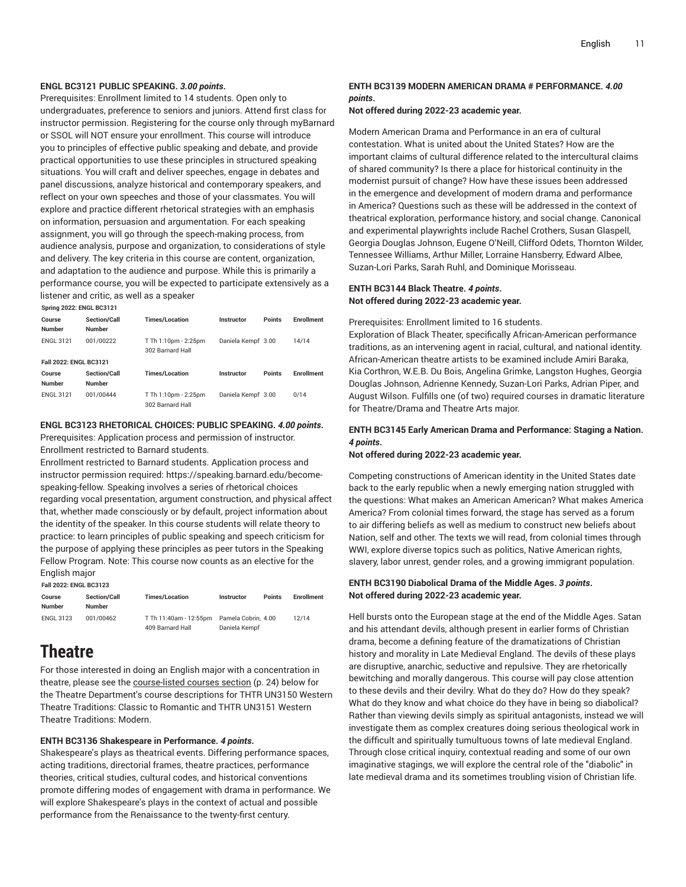**ENGL BC3121 PUBLIC SPEAKING.** ***3.00 points*****.**

Prerequisites: Enrollment limited to 14 students. Open only to undergraduates, preference to seniors and juniors. Attend first class for instructor permission. Registering for the course only through myBarnard or SSOL will NOT ensure your enrollment. This course will introduce you to principles of effective public speaking and debate, and provide practical opportunities to use these principles in structured speaking situations. You will craft and deliver speeches, engage in debates and panel discussions, analyze historical and contemporary speakers, and reflect on your own speeches and those of your classmates. You will explore and practice different rhetorical strategies with an emphasis on information, persuasion and argumentation. For each speaking assignment, you will go through the speech-making process, from audience analysis, purpose and organization, to considerations of style and delivery. The key criteria in this course are content, organization, and adaptation to the audience and purpose. While this is primarily a performance course, you will be expected to participate extensively as a listener and critic, as well as a speaker

**Spring 2022: ENGL BC3121**

| Course Number | Section/Call Number | Times/Location | Instructor | Points | Enrollment |
|---|---|---|---|---|---|
| ENGL 3121 | 001/00222 | T Th 1:10pm - 2:25pm 302 Barnard Hall | Daniela Kempf | 3.00 | 14/14 |

**Fall 2022: ENGL BC3121**

| Course Number | Section/Call Number | Times/Location | Instructor | Points | Enrollment |
|---|---|---|---|---|---|
| ENGL 3121 | 001/00444 | T Th 1:10pm - 2:25pm 302 Barnard Hall | Daniela Kempf | 3.00 | 0/14 |

**ENGL BC3123 RHETORICAL CHOICES: PUBLIC SPEAKING.** ***4.00 points*****.**

Prerequisites: Application process and permission of instructor. Enrollment restricted to Barnard students.

Enrollment restricted to Barnard students. Application process and instructor permission required: https://speaking.barnard.edu/become-speaking-fellow. Speaking involves a series of rhetorical choices regarding vocal presentation, argument construction, and physical affect that, whether made consciously or by default, project information about the identity of the speaker. In this course students will relate theory to practice: to learn principles of public speaking and speech criticism for the purpose of applying these principles as peer tutors in the Speaking Fellow Program. Note: This course now counts as an elective for the English major

**Fall 2022: ENGL BC3123**

| Course Number | Section/Call Number | Times/Location | Instructor | Points | Enrollment |
|---|---|---|---|---|---|
| ENGL 3123 | 001/00462 | T Th 11:40am - 12:55pm 409 Barnard Hall | Pamela Cobrin, Daniela Kempf | 4.00 | 12/14 |

# Theatre

For those interested in doing an English major with a concentration in theatre, please see the course-listed courses section (p. 24) below for the Theatre Department's course descriptions for THTR UN3150 Western Theatre Traditions: Classic to Romantic and THTR UN3151 Western Theatre Traditions: Modern.

**ENTH BC3136 Shakespeare in Performance.** ***4 points*****.**

Shakespeare's plays as theatrical events. Differing performance spaces, acting traditions, directorial frames, theatre practices, performance theories, critical studies, cultural codes, and historical conventions promote differing modes of engagement with drama in performance. We will explore Shakespeare's plays in the context of actual and possible performance from the Renaissance to the twenty-first century.

**ENTH BC3139 MODERN AMERICAN DRAMA # PERFORMANCE.** ***4.00 points*****.**

**Not offered during 2022-23 academic year.**

Modern American Drama and Performance in an era of cultural contestation. What is united about the United States? How are the important claims of cultural difference related to the intercultural claims of shared community? Is there a place for historical continuity in the modernist pursuit of change? How have these issues been addressed in the emergence and development of modern drama and performance in America? Questions such as these will be addressed in the context of theatrical exploration, performance history, and social change. Canonical and experimental playwrights include Rachel Crothers, Susan Glaspell, Georgia Douglas Johnson, Eugene O'Neill, Clifford Odets, Thornton Wilder, Tennessee Williams, Arthur Miller, Lorraine Hansberry, Edward Albee, Suzan-Lori Parks, Sarah Ruhl, and Dominique Morisseau.

**ENTH BC3144 Black Theatre.** ***4 points*****.**

**Not offered during 2022-23 academic year.**

Prerequisites: Enrollment limited to 16 students.

Exploration of Black Theater, specifically African-American performance traditions, as an intervening agent in racial, cultural, and national identity. African-American theatre artists to be examined include Amiri Baraka, Kia Corthron, W.E.B. Du Bois, Angelina Grimke, Langston Hughes, Georgia Douglas Johnson, Adrienne Kennedy, Suzan-Lori Parks, Adrian Piper, and August Wilson. Fulfills one (of two) required courses in dramatic literature for Theatre/Drama and Theatre Arts major.

**ENTH BC3145 Early American Drama and Performance: Staging a Nation.** ***4 points*****.**

**Not offered during 2022-23 academic year.**

Competing constructions of American identity in the United States date back to the early republic when a newly emerging nation struggled with the questions: What makes an American American? What makes America America? From colonial times forward, the stage has served as a forum to air differing beliefs as well as medium to construct new beliefs about Nation, self and other. The texts we will read, from colonial times through WWI, explore diverse topics such as politics, Native American rights, slavery, labor unrest, gender roles, and a growing immigrant population.

**ENTH BC3190 Diabolical Drama of the Middle Ages.** ***3 points*****.**

**Not offered during 2022-23 academic year.**

Hell bursts onto the European stage at the end of the Middle Ages. Satan and his attendant devils, although present in earlier forms of Christian drama, become a defining feature of the dramatizations of Christian history and morality in Late Medieval England. The devils of these plays are disruptive, anarchic, seductive and repulsive. They are rhetorically bewitching and morally dangerous. This course will pay close attention to these devils and their devilry. What do they do? How do they speak? What do they know and what choice do they have in being so diabolical? Rather than viewing devils simply as spiritual antagonists, instead we will investigate them as complex creatures doing serious theological work in the difficult and spiritually tumultuous towns of late medieval England. Through close critical inquiry, contextual reading and some of our own imaginative stagings, we will explore the central role of the "diabolic" in late medieval drama and its sometimes troubling vision of Christian life.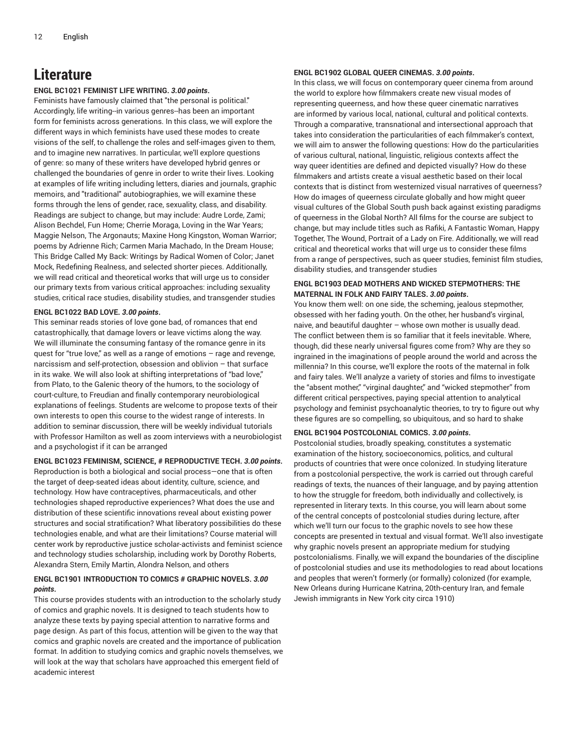# Literature

**ENGL BC1021 FEMINIST LIFE WRITING.** ***3.00 points*****.**

Feminists have famously claimed that "the personal is political." Accordingly, life writing--in various genres--has been an important form for feminists across generations. In this class, we will explore the different ways in which feminists have used these modes to create visions of the self, to challenge the roles and self-images given to them, and to imagine new narratives. In particular, we'll explore questions of genre: so many of these writers have developed hybrid genres or challenged the boundaries of genre in order to write their lives. Looking at examples of life writing including letters, diaries and journals, graphic memoirs, and "traditional" autobiographies, we will examine these forms through the lens of gender, race, sexuality, class, and disability. Readings are subject to change, but may include: Audre Lorde, Zami; Alison Bechdel, Fun Home; Cherrie Moraga, Loving in the War Years; Maggie Nelson, The Argonauts; Maxine Hong Kingston, Woman Warrior; poems by Adrienne Rich; Carmen Maria Machado, In the Dream House; This Bridge Called My Back: Writings by Radical Women of Color; Janet Mock, Redefining Realness, and selected shorter pieces. Additionally, we will read critical and theoretical works that will urge us to consider our primary texts from various critical approaches: including sexuality studies, critical race studies, disability studies, and transgender studies

**ENGL BC1022 BAD LOVE.** ***3.00 points*****.**

This seminar reads stories of love gone bad, of romances that end catastrophically, that damage lovers or leave victims along the way. We will illuminate the consuming fantasy of the romance genre in its quest for "true love," as well as a range of emotions – rage and revenge, narcissism and self-protection, obsession and oblivion – that surface in its wake. We will also look at shifting interpretations of "bad love," from Plato, to the Galenic theory of the humors, to the sociology of court-culture, to Freudian and finally contemporary neurobiological explanations of feelings. Students are welcome to propose texts of their own interests to open this course to the widest range of interests. In addition to seminar discussion, there will be weekly individual tutorials with Professor Hamilton as well as zoom interviews with a neurobiologist and a psychologist if it can be arranged

**ENGL BC1023 FEMINISM, SCIENCE, # REPRODUCTIVE TECH.** ***3.00 points*****.**

Reproduction is both a biological and social process—one that is often the target of deep-seated ideas about identity, culture, science, and technology. How have contraceptives, pharmaceuticals, and other technologies shaped reproductive experiences? What does the use and distribution of these scientific innovations reveal about existing power structures and social stratification? What liberatory possibilities do these technologies enable, and what are their limitations? Course material will center work by reproductive justice scholar-activists and feminist science and technology studies scholarship, including work by Dorothy Roberts, Alexandra Stern, Emily Martin, Alondra Nelson, and others

**ENGL BC1901 INTRODUCTION TO COMICS # GRAPHIC NOVELS.** ***3.00 points*****.**

This course provides students with an introduction to the scholarly study of comics and graphic novels. It is designed to teach students how to analyze these texts by paying special attention to narrative forms and page design. As part of this focus, attention will be given to the way that comics and graphic novels are created and the importance of publication format. In addition to studying comics and graphic novels themselves, we will look at the way that scholars have approached this emergent field of academic interest

**ENGL BC1902 GLOBAL QUEER CINEMAS.** ***3.00 points*****.**

In this class, we will focus on contemporary queer cinema from around the world to explore how filmmakers create new visual modes of representing queerness, and how these queer cinematic narratives are informed by various local, national, cultural and political contexts. Through a comparative, transnational and intersectional approach that takes into consideration the particularities of each filmmaker's context, we will aim to answer the following questions: How do the particularities of various cultural, national, linguistic, religious contexts affect the way queer identities are defined and depicted visually? How do these filmmakers and artists create a visual aesthetic based on their local contexts that is distinct from westernized visual narratives of queerness? How do images of queerness circulate globally and how might queer visual cultures of the Global South push back against existing paradigms of queerness in the Global North? All films for the course are subject to change, but may include titles such as Rafiki, A Fantastic Woman, Happy Together, The Wound, Portrait of a Lady on Fire. Additionally, we will read critical and theoretical works that will urge us to consider these films from a range of perspectives, such as queer studies, feminist film studies, disability studies, and transgender studies

**ENGL BC1903 DEAD MOTHERS AND WICKED STEPMOTHERS: THE MATERNAL IN FOLK AND FAIRY TALES.** ***3.00 points*****.**

You know them well: on one side, the scheming, jealous stepmother, obsessed with her fading youth. On the other, her husband's virginal, naive, and beautiful daughter – whose own mother is usually dead. The conflict between them is so familiar that it feels inevitable. Where, though, did these nearly universal figures come from? Why are they so ingrained in the imaginations of people around the world and across the millennia? In this course, we'll explore the roots of the maternal in folk and fairy tales. We'll analyze a variety of stories and films to investigate the "absent mother," "virginal daughter," and "wicked stepmother" from different critical perspectives, paying special attention to analytical psychology and feminist psychoanalytic theories, to try to figure out why these figures are so compelling, so ubiquitous, and so hard to shake

**ENGL BC1904 POSTCOLONIAL COMICS.** ***3.00 points*****.**

Postcolonial studies, broadly speaking, constitutes a systematic examination of the history, socioeconomics, politics, and cultural products of countries that were once colonized. In studying literature from a postcolonial perspective, the work is carried out through careful readings of texts, the nuances of their language, and by paying attention to how the struggle for freedom, both individually and collectively, is represented in literary texts. In this course, you will learn about some of the central concepts of postcolonial studies during lecture, after which we'll turn our focus to the graphic novels to see how these concepts are presented in textual and visual format. We'll also investigate why graphic novels present an appropriate medium for studying postcolonialisms. Finally, we will expand the boundaries of the discipline of postcolonial studies and use its methodologies to read about locations and peoples that weren't formerly (or formally) colonized (for example, New Orleans during Hurricane Katrina, 20th-century Iran, and female Jewish immigrants in New York city circa 1910)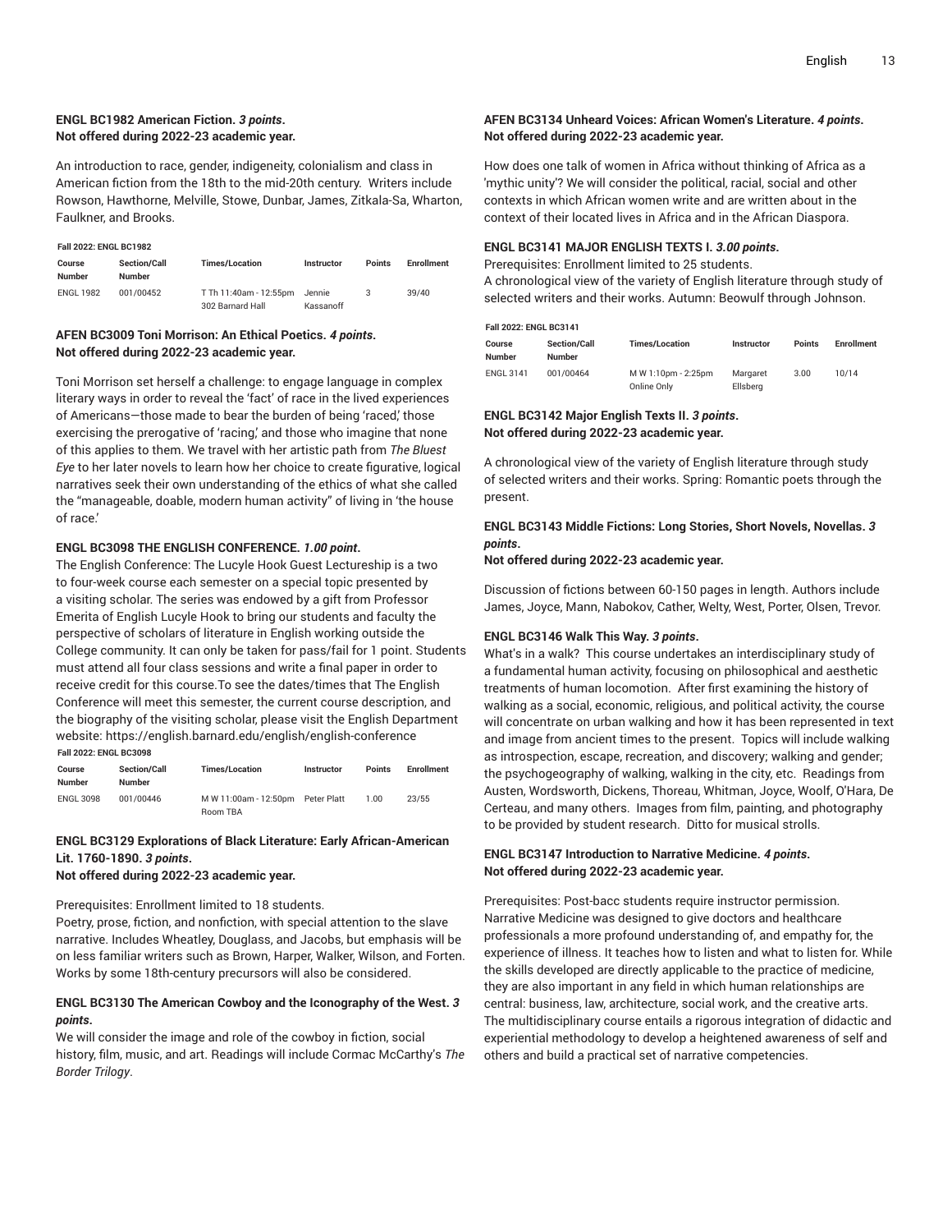#### ENGL BC1982 American Fiction. *3 points*.
**Not offered during 2022-23 academic year.**

An introduction to race, gender, indigeneity, colonialism and class in American fiction from the 18th to the mid-20th century. Writers include Rowson, Hawthorne, Melville, Stowe, Dunbar, James, Zitkala-Sa, Wharton, Faulkner, and Brooks.

**Fall 2022: ENGL BC1982**

| Course Number | Section/Call Number | Times/Location | Instructor | Points | Enrollment |
|---|---|---|---|---|---|
| ENGL 1982 | 001/00452 | T Th 11:40am - 12:55pm 302 Barnard Hall | Jennie Kassanoff | 3 | 39/40 |

#### AFEN BC3009 Toni Morrison: An Ethical Poetics. *4 points*.
**Not offered during 2022-23 academic year.**

Toni Morrison set herself a challenge: to engage language in complex literary ways in order to reveal the 'fact' of race in the lived experiences of Americans—those made to bear the burden of being 'raced,' those exercising the prerogative of 'racing,' and those who imagine that none of this applies to them. We travel with her artistic path from *The Bluest Eye* to her later novels to learn how her choice to create figurative, logical narratives seek their own understanding of the ethics of what she called the "manageable, doable, modern human activity" of living in 'the house of race.'

#### ENGL BC3098 THE ENGLISH CONFERENCE. *1.00 point*.

The English Conference: The Lucyle Hook Guest Lectureship is a two to four-week course each semester on a special topic presented by a visiting scholar. The series was endowed by a gift from Professor Emerita of English Lucyle Hook to bring our students and faculty the perspective of scholars of literature in English working outside the College community. It can only be taken for pass/fail for 1 point. Students must attend all four class sessions and write a final paper in order to receive credit for this course.To see the dates/times that The English Conference will meet this semester, the current course description, and the biography of the visiting scholar, please visit the English Department website: https://english.barnard.edu/english/english-conference

**Fall 2022: ENGL BC3098**

| Course Number | Section/Call Number | Times/Location | Instructor | Points | Enrollment |
|---|---|---|---|---|---|
| ENGL 3098 | 001/00446 | M W 11:00am - 12:50pm Room TBA | Peter Platt | 1.00 | 23/55 |

#### ENGL BC3129 Explorations of Black Literature: Early African-American Lit. 1760-1890. *3 points*.
**Not offered during 2022-23 academic year.**

Prerequisites: Enrollment limited to 18 students.
Poetry, prose, fiction, and nonfiction, with special attention to the slave narrative. Includes Wheatley, Douglass, and Jacobs, but emphasis will be on less familiar writers such as Brown, Harper, Walker, Wilson, and Forten. Works by some 18th-century precursors will also be considered.

#### ENGL BC3130 The American Cowboy and the Iconography of the West. *3 points*.

We will consider the image and role of the cowboy in fiction, social history, film, music, and art. Readings will include Cormac McCarthy's *The Border Trilogy*.

#### AFEN BC3134 Unheard Voices: African Women's Literature. *4 points*.
**Not offered during 2022-23 academic year.**

How does one talk of women in Africa without thinking of Africa as a 'mythic unity'? We will consider the political, racial, social and other contexts in which African women write and are written about in the context of their located lives in Africa and in the African Diaspora.

#### ENGL BC3141 MAJOR ENGLISH TEXTS I. *3.00 points*.

Prerequisites: Enrollment limited to 25 students.
A chronological view of the variety of English literature through study of selected writers and their works. Autumn: Beowulf through Johnson.

**Fall 2022: ENGL BC3141**

| Course Number | Section/Call Number | Times/Location | Instructor | Points | Enrollment |
|---|---|---|---|---|---|
| ENGL 3141 | 001/00464 | M W 1:10pm - 2:25pm Online Only | Margaret Ellsberg | 3.00 | 10/14 |

#### ENGL BC3142 Major English Texts II. *3 points*.
**Not offered during 2022-23 academic year.**

A chronological view of the variety of English literature through study of selected writers and their works. Spring: Romantic poets through the present.

#### ENGL BC3143 Middle Fictions: Long Stories, Short Novels, Novellas. *3 points*.
**Not offered during 2022-23 academic year.**

Discussion of fictions between 60-150 pages in length. Authors include James, Joyce, Mann, Nabokov, Cather, Welty, West, Porter, Olsen, Trevor.

#### ENGL BC3146 Walk This Way. *3 points*.

What's in a walk? This course undertakes an interdisciplinary study of a fundamental human activity, focusing on philosophical and aesthetic treatments of human locomotion. After first examining the history of walking as a social, economic, religious, and political activity, the course will concentrate on urban walking and how it has been represented in text and image from ancient times to the present. Topics will include walking as introspection, escape, recreation, and discovery; walking and gender; the psychogeography of walking, walking in the city, etc. Readings from Austen, Wordsworth, Dickens, Thoreau, Whitman, Joyce, Woolf, O'Hara, De Certeau, and many others. Images from film, painting, and photography to be provided by student research. Ditto for musical strolls.

#### ENGL BC3147 Introduction to Narrative Medicine. *4 points*.
**Not offered during 2022-23 academic year.**

Prerequisites: Post-bacc students require instructor permission.
Narrative Medicine was designed to give doctors and healthcare professionals a more profound understanding of, and empathy for, the experience of illness. It teaches how to listen and what to listen for. While the skills developed are directly applicable to the practice of medicine, they are also important in any field in which human relationships are central: business, law, architecture, social work, and the creative arts. The multidisciplinary course entails a rigorous integration of didactic and experiential methodology to develop a heightened awareness of self and others and build a practical set of narrative competencies.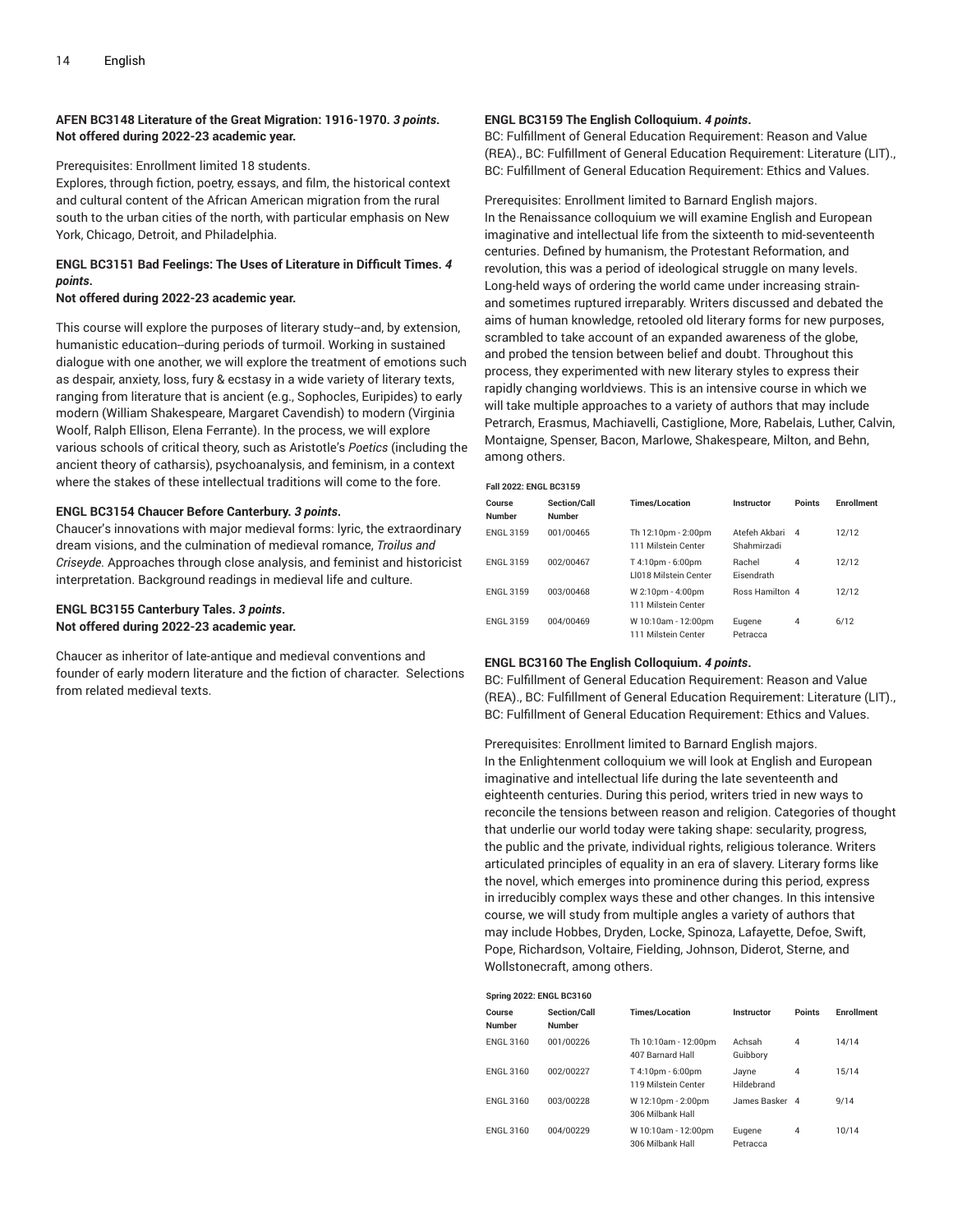**AFEN BC3148 Literature of the Great Migration: 1916-1970.** ***3 points*****.**
**Not offered during 2022-23 academic year.**

Prerequisites: Enrollment limited 18 students.
Explores, through fiction, poetry, essays, and film, the historical context and cultural content of the African American migration from the rural south to the urban cities of the north, with particular emphasis on New York, Chicago, Detroit, and Philadelphia.

**ENGL BC3151 Bad Feelings: The Uses of Literature in Difficult Times.** ***4 points*****.**
**Not offered during 2022-23 academic year.**

This course will explore the purposes of literary study--and, by extension, humanistic education--during periods of turmoil. Working in sustained dialogue with one another, we will explore the treatment of emotions such as despair, anxiety, loss, fury & ecstasy in a wide variety of literary texts, ranging from literature that is ancient (e.g., Sophocles, Euripides) to early modern (William Shakespeare, Margaret Cavendish) to modern (Virginia Woolf, Ralph Ellison, Elena Ferrante). In the process, we will explore various schools of critical theory, such as Aristotle's *Poetics* (including the ancient theory of catharsis), psychoanalysis, and feminism, in a context where the stakes of these intellectual traditions will come to the fore.

**ENGL BC3154 Chaucer Before Canterbury.** ***3 points*****.**
Chaucer's innovations with major medieval forms: lyric, the extraordinary dream visions, and the culmination of medieval romance, *Troilus and Criseyde.* Approaches through close analysis, and feminist and historicist interpretation. Background readings in medieval life and culture.

**ENGL BC3155 Canterbury Tales.** ***3 points*****.**
**Not offered during 2022-23 academic year.**

Chaucer as inheritor of late-antique and medieval conventions and founder of early modern literature and the fiction of character. Selections from related medieval texts.

**ENGL BC3159 The English Colloquium.** ***4 points*****.**
BC: Fulfillment of General Education Requirement: Reason and Value (REA)., BC: Fulfillment of General Education Requirement: Literature (LIT)., BC: Fulfillment of General Education Requirement: Ethics and Values.

Prerequisites: Enrollment limited to Barnard English majors.
In the Renaissance colloquium we will examine English and European imaginative and intellectual life from the sixteenth to mid-seventeenth centuries. Defined by humanism, the Protestant Reformation, and revolution, this was a period of ideological struggle on many levels. Long-held ways of ordering the world came under increasing strain-and sometimes ruptured irreparably. Writers discussed and debated the aims of human knowledge, retooled old literary forms for new purposes, scrambled to take account of an expanded awareness of the globe, and probed the tension between belief and doubt. Throughout this process, they experimented with new literary styles to express their rapidly changing worldviews. This is an intensive course in which we will take multiple approaches to a variety of authors that may include Petrarch, Erasmus, Machiavelli, Castiglione, More, Rabelais, Luther, Calvin, Montaigne, Spenser, Bacon, Marlowe, Shakespeare, Milton, and Behn, among others.

**Fall 2022: ENGL BC3159**

| Course Number | Section/Call Number | Times/Location | Instructor | Points | Enrollment |
|---|---|---|---|---|---|
| ENGL 3159 | 001/00465 | Th 12:10pm - 2:00pm 111 Milstein Center | Atefeh Akbari Shahmirzadi | 4 | 12/12 |
| ENGL 3159 | 002/00467 | T 4:10pm - 6:00pm LI018 Milstein Center | Rachel Eisendrath | 4 | 12/12 |
| ENGL 3159 | 003/00468 | W 2:10pm - 4:00pm 111 Milstein Center | Ross Hamilton | 4 | 12/12 |
| ENGL 3159 | 004/00469 | W 10:10am - 12:00pm 111 Milstein Center | Eugene Petracca | 4 | 6/12 |

**ENGL BC3160 The English Colloquium.** ***4 points*****.**
BC: Fulfillment of General Education Requirement: Reason and Value (REA)., BC: Fulfillment of General Education Requirement: Literature (LIT)., BC: Fulfillment of General Education Requirement: Ethics and Values.

Prerequisites: Enrollment limited to Barnard English majors.
In the Enlightenment colloquium we will look at English and European imaginative and intellectual life during the late seventeenth and eighteenth centuries. During this period, writers tried in new ways to reconcile the tensions between reason and religion. Categories of thought that underlie our world today were taking shape: secularity, progress, the public and the private, individual rights, religious tolerance. Writers articulated principles of equality in an era of slavery. Literary forms like the novel, which emerges into prominence during this period, express in irreducibly complex ways these and other changes. In this intensive course, we will study from multiple angles a variety of authors that may include Hobbes, Dryden, Locke, Spinoza, Lafayette, Defoe, Swift, Pope, Richardson, Voltaire, Fielding, Johnson, Diderot, Sterne, and Wollstonecraft, among others.

**Spring 2022: ENGL BC3160**

| Course Number | Section/Call Number | Times/Location | Instructor | Points | Enrollment |
|---|---|---|---|---|---|
| ENGL 3160 | 001/00226 | Th 10:10am - 12:00pm 407 Barnard Hall | Achsah Guibbory | 4 | 14/14 |
| ENGL 3160 | 002/00227 | T 4:10pm - 6:00pm 119 Milstein Center | Jayne Hildebrand | 4 | 15/14 |
| ENGL 3160 | 003/00228 | W 12:10pm - 2:00pm 306 Milbank Hall | James Basker | 4 | 9/14 |
| ENGL 3160 | 004/00229 | W 10:10am - 12:00pm 306 Milbank Hall | Eugene Petracca | 4 | 10/14 |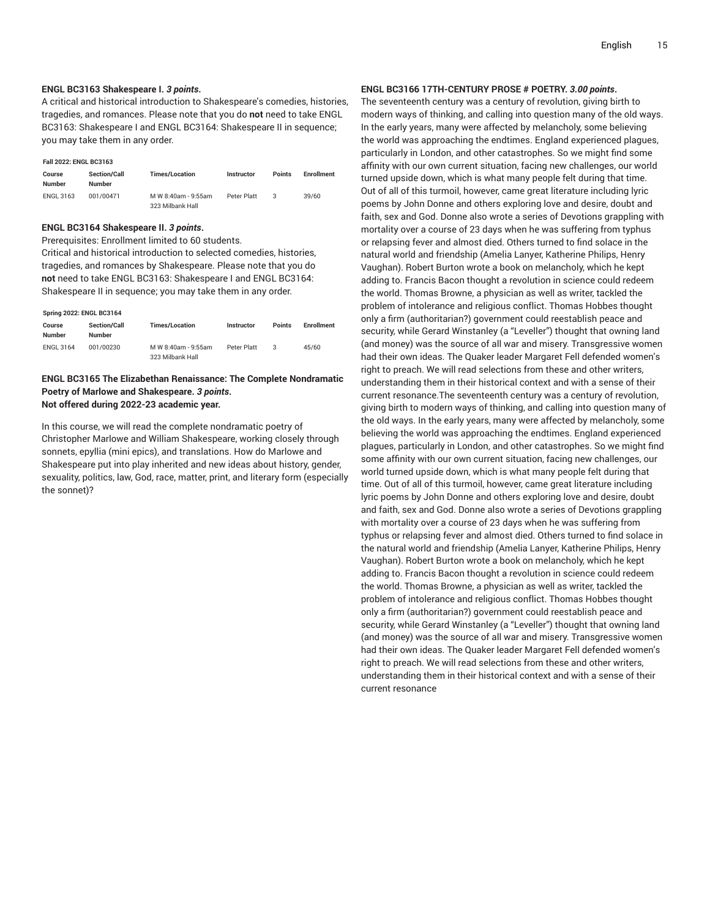#### ENGL BC3163 Shakespeare I. *3 points*.

A critical and historical introduction to Shakespeare's comedies, histories, tragedies, and romances. Please note that you do **not** need to take ENGL BC3163: Shakespeare I and ENGL BC3164: Shakespeare II in sequence; you may take them in any order.

**Fall 2022: ENGL BC3163**

| Course Number | Section/Call Number | Times/Location | Instructor | Points | Enrollment |
|---|---|---|---|---|---|
| ENGL 3163 | 001/00471 | M W 8:40am - 9:55am<br>323 Milbank Hall | Peter Platt | 3 | 39/60 |

#### ENGL BC3164 Shakespeare II. *3 points*.

Prerequisites: Enrollment limited to 60 students.
Critical and historical introduction to selected comedies, histories, tragedies, and romances by Shakespeare. Please note that you do **not** need to take ENGL BC3163: Shakespeare I and ENGL BC3164: Shakespeare II in sequence; you may take them in any order.

**Spring 2022: ENGL BC3164**

| Course Number | Section/Call Number | Times/Location | Instructor | Points | Enrollment |
|---|---|---|---|---|---|
| ENGL 3164 | 001/00230 | M W 8:40am - 9:55am<br>323 Milbank Hall | Peter Platt | 3 | 45/60 |

#### ENGL BC3165 The Elizabethan Renaissance: The Complete Nondramatic Poetry of Marlowe and Shakespeare. *3 points*.
**Not offered during 2022-23 academic year.**

In this course, we will read the complete nondramatic poetry of Christopher Marlowe and William Shakespeare, working closely through sonnets, epyllia (mini epics), and translations. How do Marlowe and Shakespeare put into play inherited and new ideas about history, gender, sexuality, politics, law, God, race, matter, print, and literary form (especially the sonnet)?

#### ENGL BC3166 17TH-CENTURY PROSE # POETRY. *3.00 points*.

The seventeenth century was a century of revolution, giving birth to modern ways of thinking, and calling into question many of the old ways. In the early years, many were affected by melancholy, some believing the world was approaching the endtimes. England experienced plagues, particularly in London, and other catastrophes. So we might find some affinity with our own current situation, facing new challenges, our world turned upside down, which is what many people felt during that time. Out of all of this turmoil, however, came great literature including lyric poems by John Donne and others exploring love and desire, doubt and faith, sex and God. Donne also wrote a series of Devotions grappling with mortality over a course of 23 days when he was suffering from typhus or relapsing fever and almost died. Others turned to find solace in the natural world and friendship (Amelia Lanyer, Katherine Philips, Henry Vaughan). Robert Burton wrote a book on melancholy, which he kept adding to. Francis Bacon thought a revolution in science could redeem the world. Thomas Browne, a physician as well as writer, tackled the problem of intolerance and religious conflict. Thomas Hobbes thought only a firm (authoritarian?) government could reestablish peace and security, while Gerard Winstanley (a "Leveller") thought that owning land (and money) was the source of all war and misery. Transgressive women had their own ideas. The Quaker leader Margaret Fell defended women's right to preach. We will read selections from these and other writers, understanding them in their historical context and with a sense of their current resonance.The seventeenth century was a century of revolution, giving birth to modern ways of thinking, and calling into question many of the old ways. In the early years, many were affected by melancholy, some believing the world was approaching the endtimes. England experienced plagues, particularly in London, and other catastrophes. So we might find some affinity with our own current situation, facing new challenges, our world turned upside down, which is what many people felt during that time. Out of all of this turmoil, however, came great literature including lyric poems by John Donne and others exploring love and desire, doubt and faith, sex and God. Donne also wrote a series of Devotions grappling with mortality over a course of 23 days when he was suffering from typhus or relapsing fever and almost died. Others turned to find solace in the natural world and friendship (Amelia Lanyer, Katherine Philips, Henry Vaughan). Robert Burton wrote a book on melancholy, which he kept adding to. Francis Bacon thought a revolution in science could redeem the world. Thomas Browne, a physician as well as writer, tackled the problem of intolerance and religious conflict. Thomas Hobbes thought only a firm (authoritarian?) government could reestablish peace and security, while Gerard Winstanley (a "Leveller") thought that owning land (and money) was the source of all war and misery. Transgressive women had their own ideas. The Quaker leader Margaret Fell defended women's right to preach. We will read selections from these and other writers, understanding them in their historical context and with a sense of their current resonance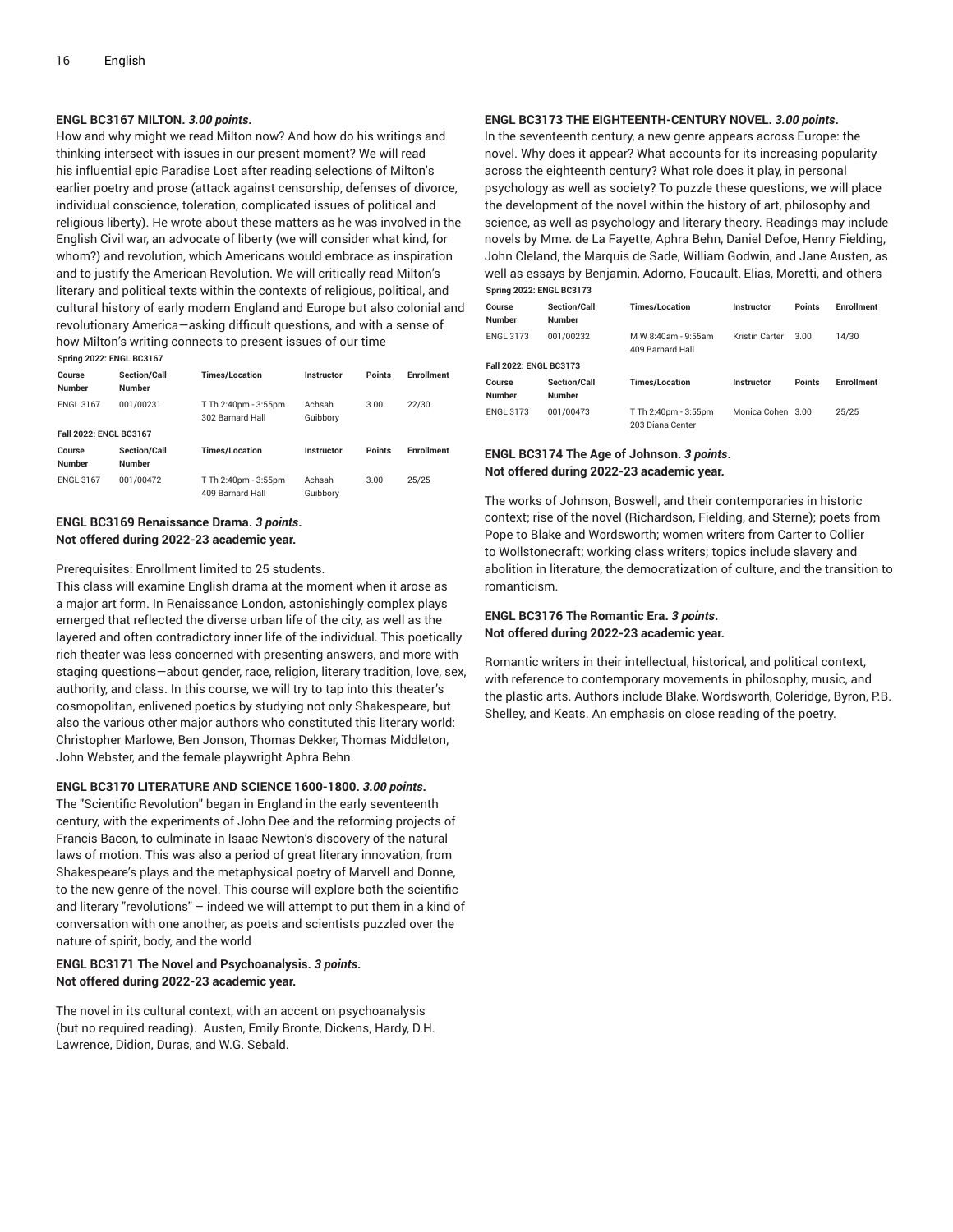#### ENGL BC3167 MILTON. *3.00 points*.

How and why might we read Milton now? And how do his writings and thinking intersect with issues in our present moment? We will read his influential epic Paradise Lost after reading selections of Milton's earlier poetry and prose (attack against censorship, defenses of divorce, individual conscience, toleration, complicated issues of political and religious liberty). He wrote about these matters as he was involved in the English Civil war, an advocate of liberty (we will consider what kind, for whom?) and revolution, which Americans would embrace as inspiration and to justify the American Revolution. We will critically read Milton's literary and political texts within the contexts of religious, political, and cultural history of early modern England and Europe but also colonial and revolutionary America—asking difficult questions, and with a sense of how Milton's writing connects to present issues of our time

**Spring 2022: ENGL BC3167**

| Course Number | Section/Call Number | Times/Location | Instructor | Points | Enrollment |
|---|---|---|---|---|---|
| ENGL 3167 | 001/00231 | T Th 2:40pm - 3:55pm 302 Barnard Hall | Achsah Guibbory | 3.00 | 22/30 |

**Fall 2022: ENGL BC3167**

| Course Number | Section/Call Number | Times/Location | Instructor | Points | Enrollment |
|---|---|---|---|---|---|
| ENGL 3167 | 001/00472 | T Th 2:40pm - 3:55pm 409 Barnard Hall | Achsah Guibbory | 3.00 | 25/25 |

#### ENGL BC3169 Renaissance Drama. *3 points*.
**Not offered during 2022-23 academic year.**

Prerequisites: Enrollment limited to 25 students.
This class will examine English drama at the moment when it arose as a major art form. In Renaissance London, astonishingly complex plays emerged that reflected the diverse urban life of the city, as well as the layered and often contradictory inner life of the individual. This poetically rich theater was less concerned with presenting answers, and more with staging questions—about gender, race, religion, literary tradition, love, sex, authority, and class. In this course, we will try to tap into this theater's cosmopolitan, enlivened poetics by studying not only Shakespeare, but also the various other major authors who constituted this literary world: Christopher Marlowe, Ben Jonson, Thomas Dekker, Thomas Middleton, John Webster, and the female playwright Aphra Behn.

#### ENGL BC3170 LITERATURE AND SCIENCE 1600-1800. *3.00 points*.

The "Scientific Revolution" began in England in the early seventeenth century, with the experiments of John Dee and the reforming projects of Francis Bacon, to culminate in Isaac Newton's discovery of the natural laws of motion. This was also a period of great literary innovation, from Shakespeare's plays and the metaphysical poetry of Marvell and Donne, to the new genre of the novel. This course will explore both the scientific and literary "revolutions" – indeed we will attempt to put them in a kind of conversation with one another, as poets and scientists puzzled over the nature of spirit, body, and the world

#### ENGL BC3171 The Novel and Psychoanalysis. *3 points*.
**Not offered during 2022-23 academic year.**

The novel in its cultural context, with an accent on psychoanalysis (but no required reading). Austen, Emily Bronte, Dickens, Hardy, D.H. Lawrence, Didion, Duras, and W.G. Sebald.

#### ENGL BC3173 THE EIGHTEENTH-CENTURY NOVEL. *3.00 points*.

In the seventeenth century, a new genre appears across Europe: the novel. Why does it appear? What accounts for its increasing popularity across the eighteenth century? What role does it play, in personal psychology as well as society? To puzzle these questions, we will place the development of the novel within the history of art, philosophy and science, as well as psychology and literary theory. Readings may include novels by Mme. de La Fayette, Aphra Behn, Daniel Defoe, Henry Fielding, John Cleland, the Marquis de Sade, William Godwin, and Jane Austen, as well as essays by Benjamin, Adorno, Foucault, Elias, Moretti, and others

**Spring 2022: ENGL BC3173**

| Course Number | Section/Call Number | Times/Location | Instructor | Points | Enrollment |
|---|---|---|---|---|---|
| ENGL 3173 | 001/00232 | M W 8:40am - 9:55am 409 Barnard Hall | Kristin Carter | 3.00 | 14/30 |

**Fall 2022: ENGL BC3173**

| Course Number | Section/Call Number | Times/Location | Instructor | Points | Enrollment |
|---|---|---|---|---|---|
| ENGL 3173 | 001/00473 | T Th 2:40pm - 3:55pm 203 Diana Center | Monica Cohen | 3.00 | 25/25 |

#### ENGL BC3174 The Age of Johnson. *3 points*.
**Not offered during 2022-23 academic year.**

The works of Johnson, Boswell, and their contemporaries in historic context; rise of the novel (Richardson, Fielding, and Sterne); poets from Pope to Blake and Wordsworth; women writers from Carter to Collier to Wollstonecraft; working class writers; topics include slavery and abolition in literature, the democratization of culture, and the transition to romanticism.

#### ENGL BC3176 The Romantic Era. *3 points*.
**Not offered during 2022-23 academic year.**

Romantic writers in their intellectual, historical, and political context, with reference to contemporary movements in philosophy, music, and the plastic arts. Authors include Blake, Wordsworth, Coleridge, Byron, P.B. Shelley, and Keats. An emphasis on close reading of the poetry.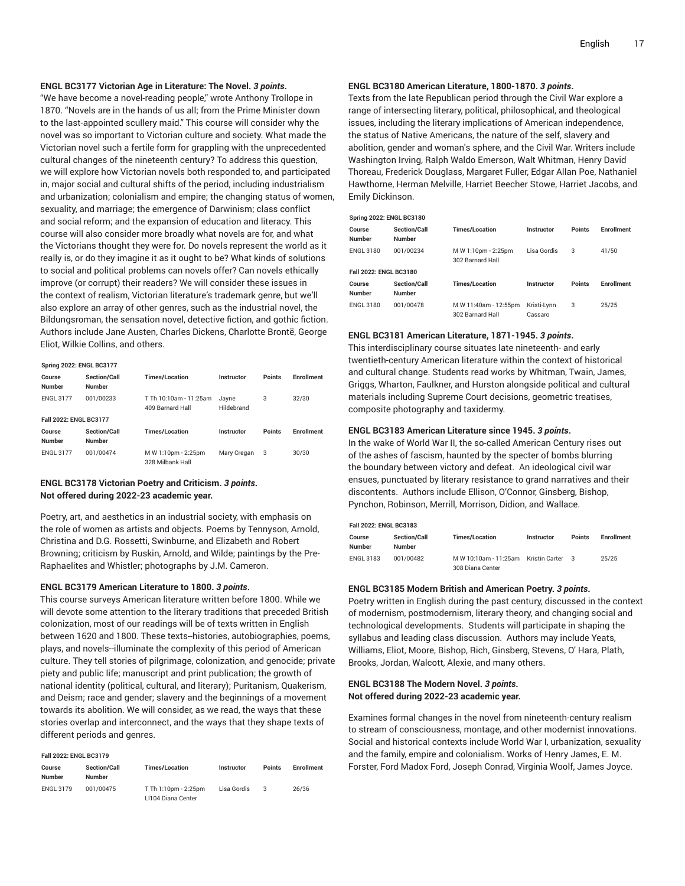### ENGL BC3177 Victorian Age in Literature: The Novel. *3 points*.

"We have become a novel-reading people," wrote Anthony Trollope in 1870. "Novels are in the hands of us all; from the Prime Minister down to the last-appointed scullery maid." This course will consider why the novel was so important to Victorian culture and society. What made the Victorian novel such a fertile form for grappling with the unprecedented cultural changes of the nineteenth century? To address this question, we will explore how Victorian novels both responded to, and participated in, major social and cultural shifts of the period, including industrialism and urbanization; colonialism and empire; the changing status of women, sexuality, and marriage; the emergence of Darwinism; class conflict and social reform; and the expansion of education and literacy. This course will also consider more broadly what novels are for, and what the Victorians thought they were for. Do novels represent the world as it really is, or do they imagine it as it ought to be? What kinds of solutions to social and political problems can novels offer? Can novels ethically improve (or corrupt) their readers? We will consider these issues in the context of realism, Victorian literature's trademark genre, but we'll also explore an array of other genres, such as the industrial novel, the Bildungsroman, the sensation novel, detective fiction, and gothic fiction. Authors include Jane Austen, Charles Dickens, Charlotte Brontë, George Eliot, Wilkie Collins, and others.

**Spring 2022: ENGL BC3177**

| Course Number | Section/Call Number | Times/Location | Instructor | Points | Enrollment |
|---|---|---|---|---|---|
| ENGL 3177 | 001/00233 | T Th 10:10am - 11:25am<br>409 Barnard Hall | Jayne Hildebrand | 3 | 32/30 |

**Fall 2022: ENGL BC3177**

| Course Number | Section/Call Number | Times/Location | Instructor | Points | Enrollment |
|---|---|---|---|---|---|
| ENGL 3177 | 001/00474 | M W 1:10pm - 2:25pm<br>328 Milbank Hall | Mary Cregan | 3 | 30/30 |

### ENGL BC3178 Victorian Poetry and Criticism. *3 points*. Not offered during 2022-23 academic year.

Poetry, art, and aesthetics in an industrial society, with emphasis on the role of women as artists and objects. Poems by Tennyson, Arnold, Christina and D.G. Rossetti, Swinburne, and Elizabeth and Robert Browning; criticism by Ruskin, Arnold, and Wilde; paintings by the Pre-Raphaelites and Whistler; photographs by J.M. Cameron.

### ENGL BC3179 American Literature to 1800. *3 points*.

This course surveys American literature written before 1800. While we will devote some attention to the literary traditions that preceded British colonization, most of our readings will be of texts written in English between 1620 and 1800. These texts--histories, autobiographies, poems, plays, and novels--illuminate the complexity of this period of American culture. They tell stories of pilgrimage, colonization, and genocide; private piety and public life; manuscript and print publication; the growth of national identity (political, cultural, and literary); Puritanism, Quakerism, and Deism; race and gender; slavery and the beginnings of a movement towards its abolition. We will consider, as we read, the ways that these stories overlap and interconnect, and the ways that they shape texts of different periods and genres.

**Fall 2022: ENGL BC3179**

| Course Number | Section/Call Number | Times/Location | Instructor | Points | Enrollment |
|---|---|---|---|---|---|
| ENGL 3179 | 001/00475 | T Th 1:10pm - 2:25pm<br>LI104 Diana Center | Lisa Gordis | 3 | 26/36 |

### ENGL BC3180 American Literature, 1800-1870. *3 points*.

Texts from the late Republican period through the Civil War explore a range of intersecting literary, political, philosophical, and theological issues, including the literary implications of American independence, the status of Native Americans, the nature of the self, slavery and abolition, gender and woman's sphere, and the Civil War. Writers include Washington Irving, Ralph Waldo Emerson, Walt Whitman, Henry David Thoreau, Frederick Douglass, Margaret Fuller, Edgar Allan Poe, Nathaniel Hawthorne, Herman Melville, Harriet Beecher Stowe, Harriet Jacobs, and Emily Dickinson.

**Spring 2022: ENGL BC3180**

| Course Number | Section/Call Number | Times/Location | Instructor | Points | Enrollment |
|---|---|---|---|---|---|
| ENGL 3180 | 001/00234 | M W 1:10pm - 2:25pm<br>302 Barnard Hall | Lisa Gordis | 3 | 41/50 |

**Fall 2022: ENGL BC3180**

| Course Number | Section/Call Number | Times/Location | Instructor | Points | Enrollment |
|---|---|---|---|---|---|
| ENGL 3180 | 001/00478 | M W 11:40am - 12:55pm<br>302 Barnard Hall | Kristi-Lynn Cassaro | 3 | 25/25 |

### ENGL BC3181 American Literature, 1871-1945. *3 points*.

This interdisciplinary course situates late nineteenth- and early twentieth-century American literature within the context of historical and cultural change. Students read works by Whitman, Twain, James, Griggs, Wharton, Faulkner, and Hurston alongside political and cultural materials including Supreme Court decisions, geometric treatises, composite photography and taxidermy.

### ENGL BC3183 American Literature since 1945. *3 points*.

In the wake of World War II, the so-called American Century rises out of the ashes of fascism, haunted by the specter of bombs blurring the boundary between victory and defeat. An ideological civil war ensues, punctuated by literary resistance to grand narratives and their discontents. Authors include Ellison, O'Connor, Ginsberg, Bishop, Pynchon, Robinson, Merrill, Morrison, Didion, and Wallace.

**Fall 2022: ENGL BC3183**

| Course Number | Section/Call Number | Times/Location | Instructor | Points | Enrollment |
|---|---|---|---|---|---|
| ENGL 3183 | 001/00482 | M W 10:10am - 11:25am<br>308 Diana Center | Kristin Carter | 3 | 25/25 |

### ENGL BC3185 Modern British and American Poetry. *3 points*.

Poetry written in English during the past century, discussed in the context of modernism, postmodernism, literary theory, and changing social and technological developments. Students will participate in shaping the syllabus and leading class discussion. Authors may include Yeats, Williams, Eliot, Moore, Bishop, Rich, Ginsberg, Stevens, O' Hara, Plath, Brooks, Jordan, Walcott, Alexie, and many others.

### ENGL BC3188 The Modern Novel. *3 points*. Not offered during 2022-23 academic year.

Examines formal changes in the novel from nineteenth-century realism to stream of consciousness, montage, and other modernist innovations. Social and historical contexts include World War I, urbanization, sexuality and the family, empire and colonialism. Works of Henry James, E. M. Forster, Ford Madox Ford, Joseph Conrad, Virginia Woolf, James Joyce.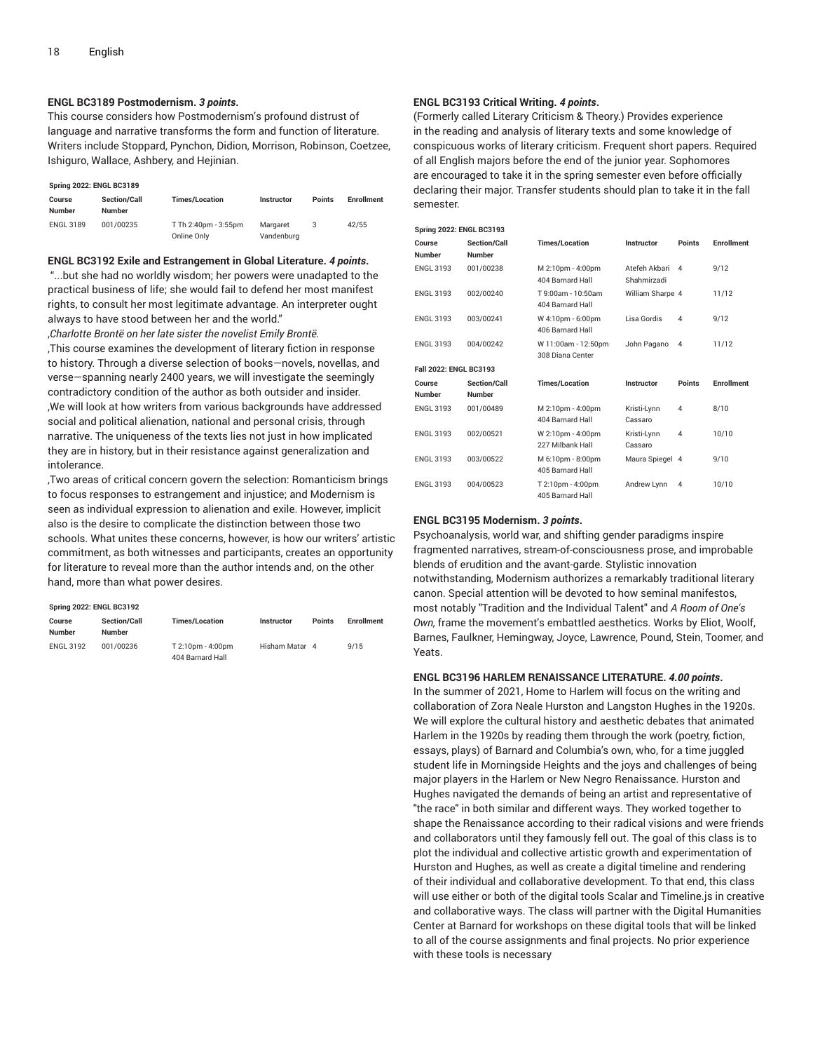#### ENGL BC3189 Postmodernism. *3 points*.

This course considers how Postmodernism's profound distrust of language and narrative transforms the form and function of literature. Writers include Stoppard, Pynchon, Didion, Morrison, Robinson, Coetzee, Ishiguro, Wallace, Ashbery, and Hejinian.

**Spring 2022: ENGL BC3189**

| Course Number | Section/Call Number | Times/Location | Instructor | Points | Enrollment |
|---|---|---|---|---|---|
| ENGL 3189 | 001/00235 | T Th 2:40pm - 3:55pm<br>Online Only | Margaret Vandenburg | 3 | 42/55 |

#### ENGL BC3192 Exile and Estrangement in Global Literature. *4 points*.

"...but she had no worldly wisdom; her powers were unadapted to the practical business of life; she would fail to defend her most manifest rights, to consult her most legitimate advantage. An interpreter ought always to have stood between her and the world."

,*Charlotte Brontë on her late sister the novelist Emily Brontë.*

,This course examines the development of literary fiction in response to history. Through a diverse selection of books—novels, novellas, and verse—spanning nearly 2400 years, we will investigate the seemingly contradictory condition of the author as both outsider and insider.

,We will look at how writers from various backgrounds have addressed social and political alienation, national and personal crisis, through narrative. The uniqueness of the texts lies not just in how implicated they are in history, but in their resistance against generalization and intolerance.

,Two areas of critical concern govern the selection: Romanticism brings to focus responses to estrangement and injustice; and Modernism is seen as individual expression to alienation and exile. However, implicit also is the desire to complicate the distinction between those two schools. What unites these concerns, however, is how our writers' artistic commitment, as both witnesses and participants, creates an opportunity for literature to reveal more than the author intends and, on the other hand, more than what power desires.

**Spring 2022: ENGL BC3192**

| Course Number | Section/Call Number | Times/Location | Instructor | Points | Enrollment |
|---|---|---|---|---|---|
| ENGL 3192 | 001/00236 | T 2:10pm - 4:00pm<br>404 Barnard Hall | Hisham Matar | 4 | 9/15 |

#### ENGL BC3193 Critical Writing. *4 points*.

(Formerly called Literary Criticism & Theory.) Provides experience in the reading and analysis of literary texts and some knowledge of conspicuous works of literary criticism. Frequent short papers. Required of all English majors before the end of the junior year. Sophomores are encouraged to take it in the spring semester even before officially declaring their major. Transfer students should plan to take it in the fall semester.

**Spring 2022: ENGL BC3193**

| Course Number | Section/Call Number | Times/Location | Instructor | Points | Enrollment |
|---|---|---|---|---|---|
| ENGL 3193 | 001/00238 | M 2:10pm - 4:00pm<br>404 Barnard Hall | Atefeh Akbari Shahmirzadi | 4 | 9/12 |
| ENGL 3193 | 002/00240 | T 9:00am - 10:50am<br>404 Barnard Hall | William Sharpe | 4 | 11/12 |
| ENGL 3193 | 003/00241 | W 4:10pm - 6:00pm<br>406 Barnard Hall | Lisa Gordis | 4 | 9/12 |
| ENGL 3193 | 004/00242 | W 11:00am - 12:50pm<br>308 Diana Center | John Pagano | 4 | 11/12 |

**Fall 2022: ENGL BC3193**

| Course Number | Section/Call Number | Times/Location | Instructor | Points | Enrollment |
|---|---|---|---|---|---|
| ENGL 3193 | 001/00489 | M 2:10pm - 4:00pm<br>404 Barnard Hall | Kristi-Lynn Cassaro | 4 | 8/10 |
| ENGL 3193 | 002/00521 | W 2:10pm - 4:00pm<br>227 Milbank Hall | Kristi-Lynn Cassaro | 4 | 10/10 |
| ENGL 3193 | 003/00522 | M 6:10pm - 8:00pm<br>405 Barnard Hall | Maura Spiegel | 4 | 9/10 |
| ENGL 3193 | 004/00523 | T 2:10pm - 4:00pm<br>405 Barnard Hall | Andrew Lynn | 4 | 10/10 |

#### ENGL BC3195 Modernism. *3 points*.

Psychoanalysis, world war, and shifting gender paradigms inspire fragmented narratives, stream-of-consciousness prose, and improbable blends of erudition and the avant-garde. Stylistic innovation notwithstanding, Modernism authorizes a remarkably traditional literary canon. Special attention will be devoted to how seminal manifestos, most notably "Tradition and the Individual Talent" and *A Room of One's Own,* frame the movement's embattled aesthetics. Works by Eliot, Woolf, Barnes, Faulkner, Hemingway, Joyce, Lawrence, Pound, Stein, Toomer, and Yeats.

#### ENGL BC3196 HARLEM RENAISSANCE LITERATURE. *4.00 points*.

In the summer of 2021, Home to Harlem will focus on the writing and collaboration of Zora Neale Hurston and Langston Hughes in the 1920s. We will explore the cultural history and aesthetic debates that animated Harlem in the 1920s by reading them through the work (poetry, fiction, essays, plays) of Barnard and Columbia's own, who, for a time juggled student life in Morningside Heights and the joys and challenges of being major players in the Harlem or New Negro Renaissance. Hurston and Hughes navigated the demands of being an artist and representative of "the race" in both similar and different ways. They worked together to shape the Renaissance according to their radical visions and were friends and collaborators until they famously fell out. The goal of this class is to plot the individual and collective artistic growth and experimentation of Hurston and Hughes, as well as create a digital timeline and rendering of their individual and collaborative development. To that end, this class will use either or both of the digital tools Scalar and Timeline.js in creative and collaborative ways. The class will partner with the Digital Humanities Center at Barnard for workshops on these digital tools that will be linked to all of the course assignments and final projects. No prior experience with these tools is necessary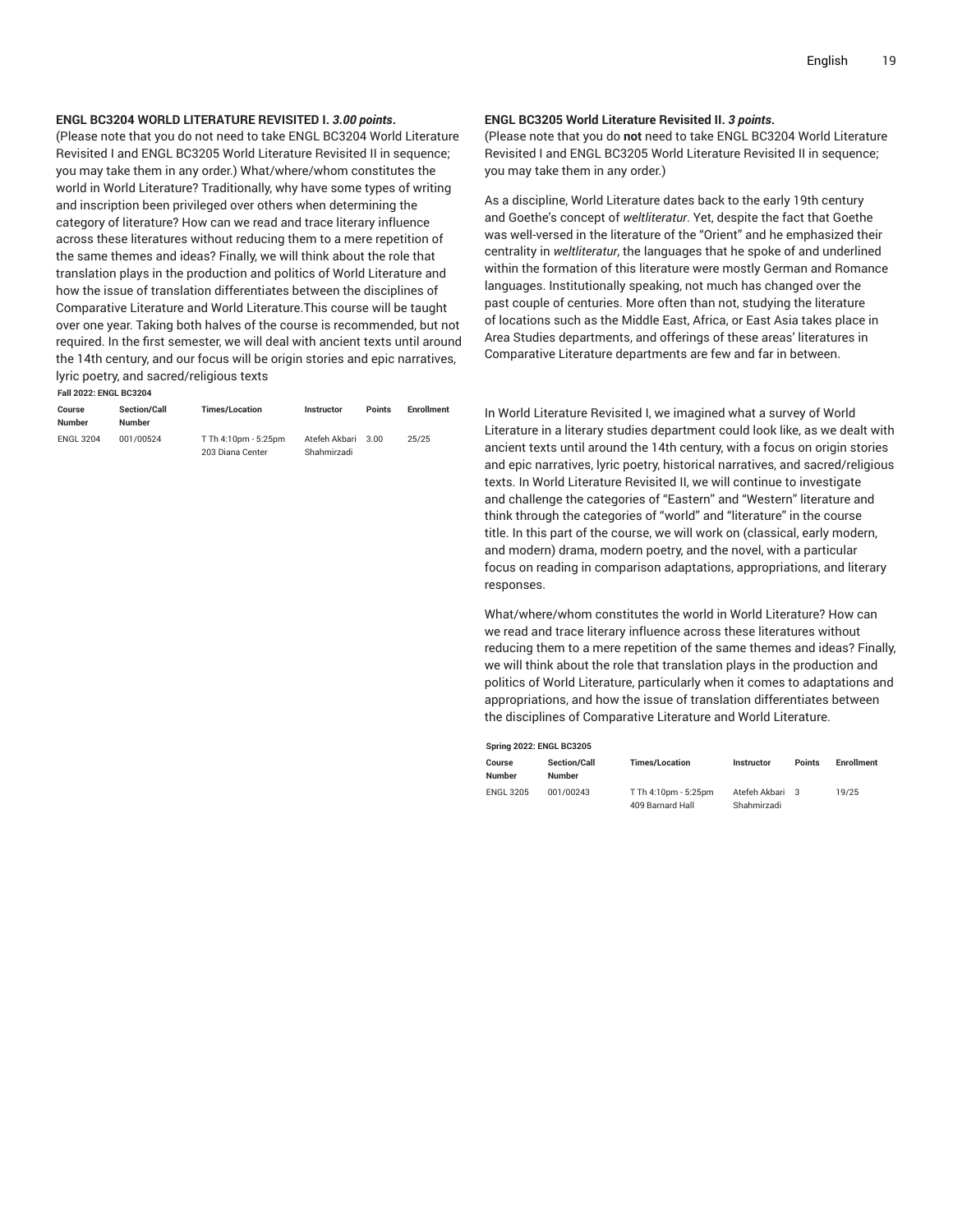**ENGL BC3204 WORLD LITERATURE REVISITED I. *3.00 points*.**

(Please note that you do not need to take ENGL BC3204 World Literature Revisited I and ENGL BC3205 World Literature Revisited II in sequence; you may take them in any order.) What/where/whom constitutes the world in World Literature? Traditionally, why have some types of writing and inscription been privileged over others when determining the category of literature? How can we read and trace literary influence across these literatures without reducing them to a mere repetition of the same themes and ideas? Finally, we will think about the role that translation plays in the production and politics of World Literature and how the issue of translation differentiates between the disciplines of Comparative Literature and World Literature.This course will be taught over one year. Taking both halves of the course is recommended, but not required. In the first semester, we will deal with ancient texts until around the 14th century, and our focus will be origin stories and epic narratives, lyric poetry, and sacred/religious texts

**Fall 2022: ENGL BC3204**

| Course Number | Section/Call Number | Times/Location | Instructor | Points | Enrollment |
|---|---|---|---|---|---|
| ENGL 3204 | 001/00524 | T Th 4:10pm - 5:25pm 203 Diana Center | Atefeh Akbari Shahmirzadi | 3.00 | 25/25 |

**ENGL BC3205 World Literature Revisited II. *3 points*.**

(Please note that you do **not** need to take ENGL BC3204 World Literature Revisited I and ENGL BC3205 World Literature Revisited II in sequence; you may take them in any order.)

As a discipline, World Literature dates back to the early 19th century and Goethe's concept of *weltliteratur*. Yet, despite the fact that Goethe was well-versed in the literature of the "Orient" and he emphasized their centrality in *weltliteratur*, the languages that he spoke of and underlined within the formation of this literature were mostly German and Romance languages. Institutionally speaking, not much has changed over the past couple of centuries. More often than not, studying the literature of locations such as the Middle East, Africa, or East Asia takes place in Area Studies departments, and offerings of these areas' literatures in Comparative Literature departments are few and far in between.

In World Literature Revisited I, we imagined what a survey of World Literature in a literary studies department could look like, as we dealt with ancient texts until around the 14th century, with a focus on origin stories and epic narratives, lyric poetry, historical narratives, and sacred/religious texts. In World Literature Revisited II, we will continue to investigate and challenge the categories of "Eastern" and "Western" literature and think through the categories of "world" and "literature" in the course title. In this part of the course, we will work on (classical, early modern, and modern) drama, modern poetry, and the novel, with a particular focus on reading in comparison adaptations, appropriations, and literary responses.

What/where/whom constitutes the world in World Literature? How can we read and trace literary influence across these literatures without reducing them to a mere repetition of the same themes and ideas? Finally, we will think about the role that translation plays in the production and politics of World Literature, particularly when it comes to adaptations and appropriations, and how the issue of translation differentiates between the disciplines of Comparative Literature and World Literature.

**Spring 2022: ENGL BC3205**

| Course Number | Section/Call Number | Times/Location | Instructor | Points | Enrollment |
|---|---|---|---|---|---|
| ENGL 3205 | 001/00243 | T Th 4:10pm - 5:25pm 409 Barnard Hall | Atefeh Akbari Shahmirzadi | 3 | 19/25 |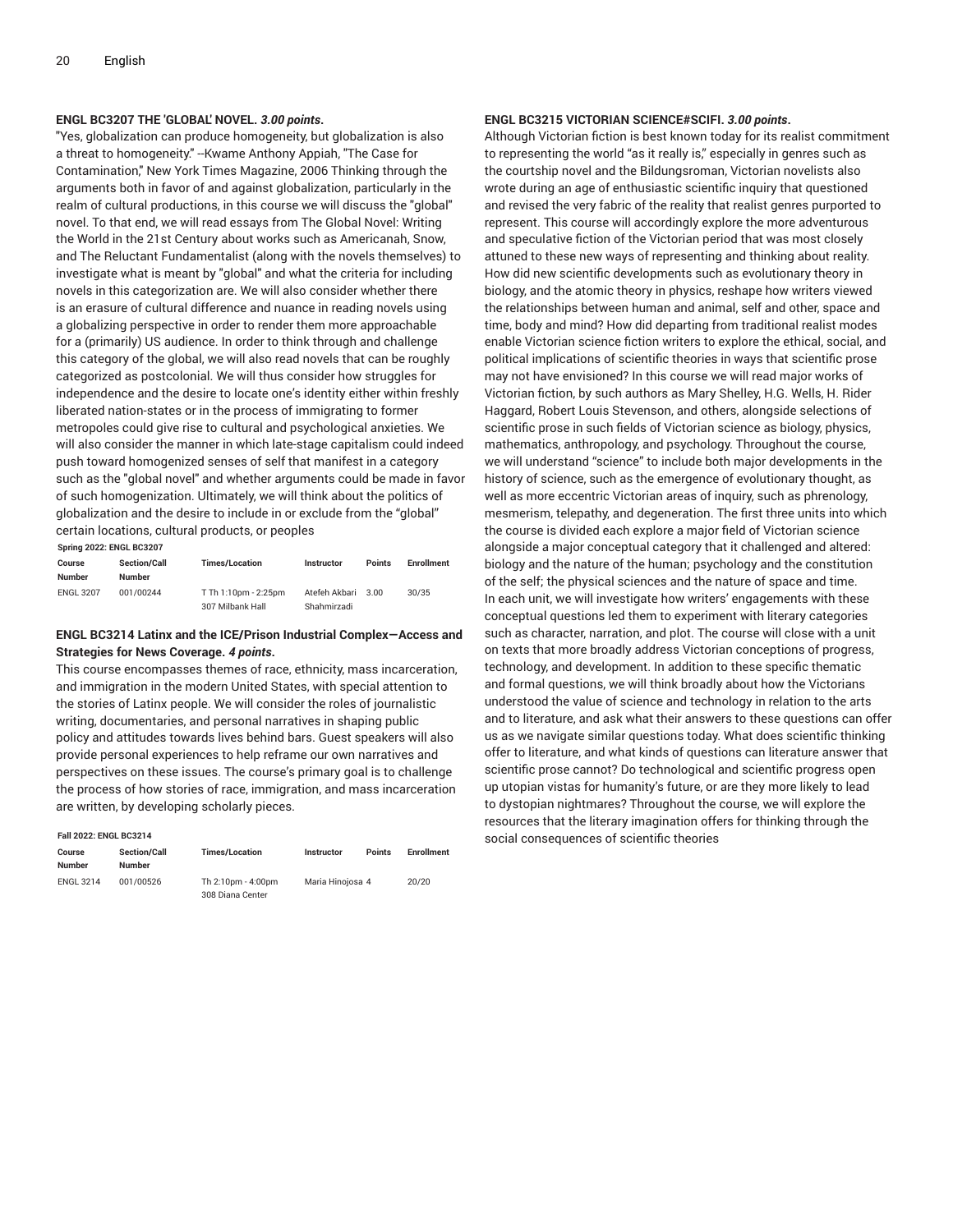### ENGL BC3207 THE 'GLOBAL' NOVEL. *3.00 points*.

"Yes, globalization can produce homogeneity, but globalization is also a threat to homogeneity." --Kwame Anthony Appiah, "The Case for Contamination," New York Times Magazine, 2006 Thinking through the arguments both in favor of and against globalization, particularly in the realm of cultural productions, in this course we will discuss the "global" novel. To that end, we will read essays from The Global Novel: Writing the World in the 21st Century about works such as Americanah, Snow, and The Reluctant Fundamentalist (along with the novels themselves) to investigate what is meant by "global" and what the criteria for including novels in this categorization are. We will also consider whether there is an erasure of cultural difference and nuance in reading novels using a globalizing perspective in order to render them more approachable for a (primarily) US audience. In order to think through and challenge this category of the global, we will also read novels that can be roughly categorized as postcolonial. We will thus consider how struggles for independence and the desire to locate one's identity either within freshly liberated nation-states or in the process of immigrating to former metropoles could give rise to cultural and psychological anxieties. We will also consider the manner in which late-stage capitalism could indeed push toward homogenized senses of self that manifest in a category such as the "global novel" and whether arguments could be made in favor of such homogenization. Ultimately, we will think about the politics of globalization and the desire to include in or exclude from the "global" certain locations, cultural products, or peoples

**Spring 2022: ENGL BC3207**

| Course Number | Section/Call Number | Times/Location | Instructor | Points | Enrollment |
|---|---|---|---|---|---|
| ENGL 3207 | 001/00244 | T Th 1:10pm - 2:25pm<br>307 Milbank Hall | Atefeh Akbari Shahmirzadi | 3.00 | 30/35 |

### ENGL BC3214 Latinx and the ICE/Prison Industrial Complex—Access and Strategies for News Coverage. *4 points*.

This course encompasses themes of race, ethnicity, mass incarceration, and immigration in the modern United States, with special attention to the stories of Latinx people. We will consider the roles of journalistic writing, documentaries, and personal narratives in shaping public policy and attitudes towards lives behind bars. Guest speakers will also provide personal experiences to help reframe our own narratives and perspectives on these issues. The course's primary goal is to challenge the process of how stories of race, immigration, and mass incarceration are written, by developing scholarly pieces.

**Fall 2022: ENGL BC3214**

| Course Number | Section/Call Number | Times/Location | Instructor | Points | Enrollment |
|---|---|---|---|---|---|
| ENGL 3214 | 001/00526 | Th 2:10pm - 4:00pm<br>308 Diana Center | Maria Hinojosa | 4 | 20/20 |

### ENGL BC3215 VICTORIAN SCIENCE#SCIFI. *3.00 points*.

Although Victorian fiction is best known today for its realist commitment to representing the world "as it really is," especially in genres such as the courtship novel and the Bildungsroman, Victorian novelists also wrote during an age of enthusiastic scientific inquiry that questioned and revised the very fabric of the reality that realist genres purported to represent. This course will accordingly explore the more adventurous and speculative fiction of the Victorian period that was most closely attuned to these new ways of representing and thinking about reality. How did new scientific developments such as evolutionary theory in biology, and the atomic theory in physics, reshape how writers viewed the relationships between human and animal, self and other, space and time, body and mind? How did departing from traditional realist modes enable Victorian science fiction writers to explore the ethical, social, and political implications of scientific theories in ways that scientific prose may not have envisioned? In this course we will read major works of Victorian fiction, by such authors as Mary Shelley, H.G. Wells, H. Rider Haggard, Robert Louis Stevenson, and others, alongside selections of scientific prose in such fields of Victorian science as biology, physics, mathematics, anthropology, and psychology. Throughout the course, we will understand "science" to include both major developments in the history of science, such as the emergence of evolutionary thought, as well as more eccentric Victorian areas of inquiry, such as phrenology, mesmerism, telepathy, and degeneration. The first three units into which the course is divided each explore a major field of Victorian science alongside a major conceptual category that it challenged and altered: biology and the nature of the human; psychology and the constitution of the self; the physical sciences and the nature of space and time. In each unit, we will investigate how writers' engagements with these conceptual questions led them to experiment with literary categories such as character, narration, and plot. The course will close with a unit on texts that more broadly address Victorian conceptions of progress, technology, and development. In addition to these specific thematic and formal questions, we will think broadly about how the Victorians understood the value of science and technology in relation to the arts and to literature, and ask what their answers to these questions can offer us as we navigate similar questions today. What does scientific thinking offer to literature, and what kinds of questions can literature answer that scientific prose cannot? Do technological and scientific progress open up utopian vistas for humanity's future, or are they more likely to lead to dystopian nightmares? Throughout the course, we will explore the resources that the literary imagination offers for thinking through the social consequences of scientific theories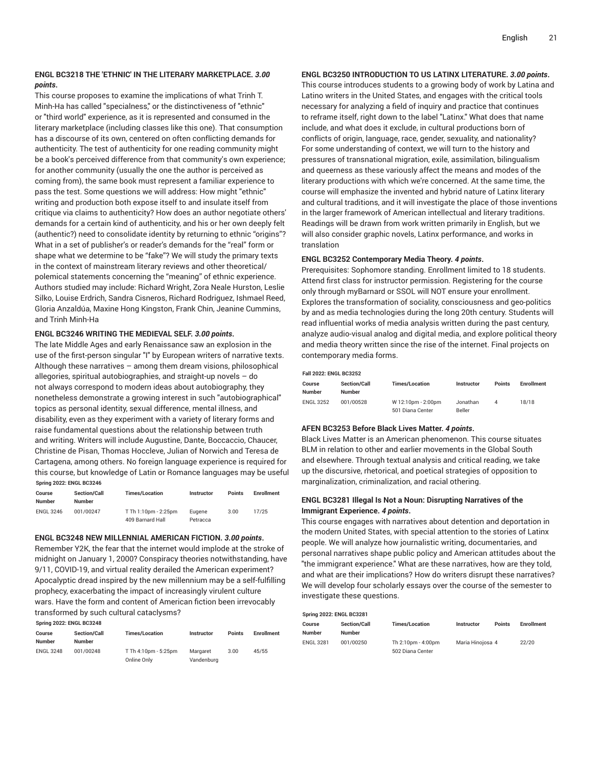**ENGL BC3218 THE 'ETHNIC' IN THE LITERARY MARKETPLACE.** ***3.00 points*****.**

This course proposes to examine the implications of what Trinh T. Minh-Ha has called "specialness," or the distinctiveness of "ethnic" or "third world" experience, as it is represented and consumed in the literary marketplace (including classes like this one). That consumption has a discourse of its own, centered on often conflicting demands for authenticity. The test of authenticity for one reading community might be a book's perceived difference from that community's own experience; for another community (usually the one the author is perceived as coming from), the same book must represent a familiar experience to pass the test. Some questions we will address: How might "ethnic" writing and production both expose itself to and insulate itself from critique via claims to authenticity? How does an author negotiate others' demands for a certain kind of authenticity, and his or her own deeply felt (authentic?) need to consolidate identity by returning to ethnic "origins"? What in a set of publisher's or reader's demands for the "real" form or shape what we determine to be "fake"? We will study the primary texts in the context of mainstream literary reviews and other theoretical/polemical statements concerning the "meaning" of ethnic experience. Authors studied may include: Richard Wright, Zora Neale Hurston, Leslie Silko, Louise Erdrich, Sandra Cisneros, Richard Rodriguez, Ishmael Reed, Gloria Anzaldúa, Maxine Hong Kingston, Frank Chin, Jeanine Cummins, and Trinh Minh-Ha

**ENGL BC3246 WRITING THE MEDIEVAL SELF.** ***3.00 points*****.**

The late Middle Ages and early Renaissance saw an explosion in the use of the first-person singular "I" by European writers of narrative texts. Although these narratives – among them dream visions, philosophical allegories, spiritual autobiographies, and straight-up novels – do not always correspond to modern ideas about autobiography, they nonetheless demonstrate a growing interest in such "autobiographical" topics as personal identity, sexual difference, mental illness, and disability, even as they experiment with a variety of literary forms and raise fundamental questions about the relationship between truth and writing. Writers will include Augustine, Dante, Boccaccio, Chaucer, Christine de Pisan, Thomas Hoccleve, Julian of Norwich and Teresa de Cartagena, among others. No foreign language experience is required for this course, but knowledge of Latin or Romance languages may be useful

**Spring 2022: ENGL BC3246**

| Course Number | Section/Call Number | Times/Location | Instructor | Points | Enrollment |
|---|---|---|---|---|---|
| ENGL 3246 | 001/00247 | T Th 1:10pm - 2:25pm<br>409 Barnard Hall | Eugene Petracca | 3.00 | 17/25 |

**ENGL BC3248 NEW MILLENNIAL AMERICAN FICTION.** ***3.00 points*****.**

Remember Y2K, the fear that the internet would implode at the stroke of midnight on January 1, 2000? Conspiracy theories notwithstanding, have 9/11, COVID-19, and virtual reality derailed the American experiment? Apocalyptic dread inspired by the new millennium may be a self-fulfilling prophecy, exacerbating the impact of increasingly virulent culture wars. Have the form and content of American fiction been irrevocably transformed by such cultural cataclysms?

**Spring 2022: ENGL BC3248**

| Course Number | Section/Call Number | Times/Location | Instructor | Points | Enrollment |
|---|---|---|---|---|---|
| ENGL 3248 | 001/00248 | T Th 4:10pm - 5:25pm<br>Online Only | Margaret Vandenburg | 3.00 | 45/55 |

**ENGL BC3250 INTRODUCTION TO US LATINX LITERATURE.** ***3.00 points*****.**

This course introduces students to a growing body of work by Latina and Latino writers in the United States, and engages with the critical tools necessary for analyzing a field of inquiry and practice that continues to reframe itself, right down to the label "Latinx." What does that name include, and what does it exclude, in cultural productions born of conflicts of origin, language, race, gender, sexuality, and nationality? For some understanding of context, we will turn to the history and pressures of transnational migration, exile, assimilation, bilingualism and queerness as these variously affect the means and modes of the literary productions with which we're concerned. At the same time, the course will emphasize the invented and hybrid nature of Latinx literary and cultural traditions, and it will investigate the place of those inventions in the larger framework of American intellectual and literary traditions. Readings will be drawn from work written primarily in English, but we will also consider graphic novels, Latinx performance, and works in translation

**ENGL BC3252 Contemporary Media Theory.** ***4 points*****.**

Prerequisites: Sophomore standing. Enrollment limited to 18 students. Attend first class for instructor permission. Registering for the course only through myBarnard or SSOL will NOT ensure your enrollment. Explores the transformation of sociality, consciousness and geo-politics by and as media technologies during the long 20th century. Students will read influential works of media analysis written during the past century, analyze audio-visual analog and digital media, and explore political theory and media theory written since the rise of the internet. Final projects on contemporary media forms.

**Fall 2022: ENGL BC3252**

| Course Number | Section/Call Number | Times/Location | Instructor | Points | Enrollment |
|---|---|---|---|---|---|
| ENGL 3252 | 001/00528 | W 12:10pm - 2:00pm<br>501 Diana Center | Jonathan Beller | 4 | 18/18 |

**AFEN BC3253 Before Black Lives Matter.** ***4 points*****.**

Black Lives Matter is an American phenomenon. This course situates BLM in relation to other and earlier movements in the Global South and elsewhere. Through textual analysis and critical reading, we take up the discursive, rhetorical, and poetical strategies of opposition to marginalization, criminalization, and racial othering.

**ENGL BC3281 Illegal Is Not a Noun: Disrupting Narratives of the Immigrant Experience.** ***4 points*****.**

This course engages with narratives about detention and deportation in the modern United States, with special attention to the stories of Latinx people. We will analyze how journalistic writing, documentaries, and personal narratives shape public policy and American attitudes about the "the immigrant experience." What are these narratives, how are they told, and what are their implications? How do writers disrupt these narratives? We will develop four scholarly essays over the course of the semester to investigate these questions.

**Spring 2022: ENGL BC3281**

| Course Number | Section/Call Number | Times/Location | Instructor | Points | Enrollment |
|---|---|---|---|---|---|
| ENGL 3281 | 001/00250 | Th 2:10pm - 4:00pm<br>502 Diana Center | Maria Hinojosa | 4 | 22/20 |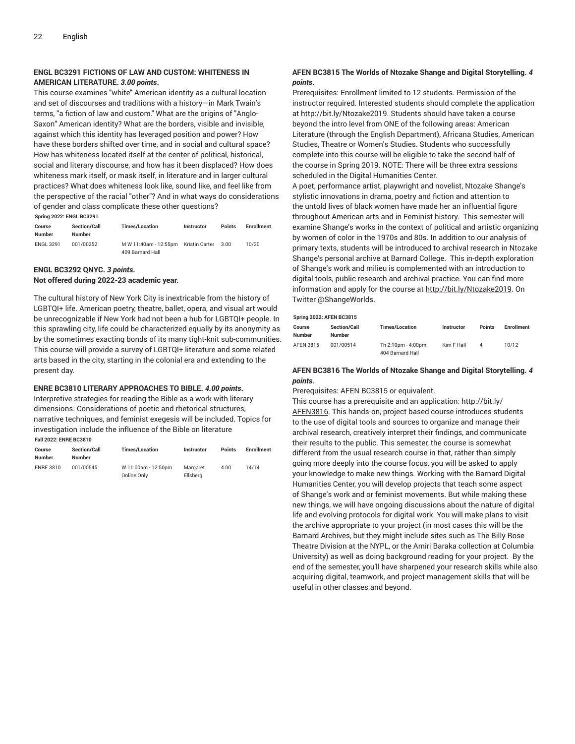### ENGL BC3291 FICTIONS OF LAW AND CUSTOM: WHITENESS IN AMERICAN LITERATURE. *3.00 points*.

This course examines "white" American identity as a cultural location and set of discourses and traditions with a history—in Mark Twain's terms, "a fiction of law and custom." What are the origins of "Anglo-Saxon" American identity? What are the borders, visible and invisible, against which this identity has leveraged position and power? How have these borders shifted over time, and in social and cultural space? How has whiteness located itself at the center of political, historical, social and literary discourse, and how has it been displaced? How does whiteness mark itself, or mask itself, in literature and in larger cultural practices? What does whiteness look like, sound like, and feel like from the perspective of the racial "other"? And in what ways do considerations of gender and class complicate these other questions?

**Spring 2022: ENGL BC3291**

| Course Number | Section/Call Number | Times/Location | Instructor | Points | Enrollment |
|---|---|---|---|---|---|
| ENGL 3291 | 001/00252 | M W 11:40am - 12:55pm 409 Barnard Hall | Kristin Carter | 3.00 | 10/30 |

### ENGL BC3292 QNYC. *3 points*.
**Not offered during 2022-23 academic year.**

The cultural history of New York City is inextricable from the history of LGBTQI+ life. American poetry, theatre, ballet, opera, and visual art would be unrecognizable if New York had not been a hub for LGBTQI+ people. In this sprawling city, life could be characterized equally by its anonymity as by the sometimes exacting bonds of its many tight-knit sub-communities. This course will provide a survey of LGBTQI+ literature and some related arts based in the city, starting in the colonial era and extending to the present day.

### ENRE BC3810 LITERARY APPROACHES TO BIBLE. *4.00 points*.

Interpretive strategies for reading the Bible as a work with literary dimensions. Considerations of poetic and rhetorical structures, narrative techniques, and feminist exegesis will be included. Topics for investigation include the influence of the Bible on literature

**Fall 2022: ENRE BC3810**

| Course Number | Section/Call Number | Times/Location | Instructor | Points | Enrollment |
|---|---|---|---|---|---|
| ENRE 3810 | 001/00545 | W 11:00am - 12:50pm Online Only | Margaret Ellsberg | 4.00 | 14/14 |

### AFEN BC3815 The Worlds of Ntozake Shange and Digital Storytelling. *4 points*.

Prerequisites: Enrollment limited to 12 students. Permission of the instructor required. Interested students should complete the application at http://bit.ly/Ntozake2019. Students should have taken a course beyond the intro level from ONE of the following areas: American Literature (through the English Department), Africana Studies, American Studies, Theatre or Women's Studies. Students who successfully complete into this course will be eligible to take the second half of the course in Spring 2019. NOTE: There will be three extra sessions scheduled in the Digital Humanities Center.

A poet, performance artist, playwright and novelist, Ntozake Shange's stylistic innovations in drama, poetry and fiction and attention to the untold lives of black women have made her an influential figure throughout American arts and in Feminist history. This semester will examine Shange's works in the context of political and artistic organizing by women of color in the 1970s and 80s. In addition to our analysis of primary texts, students will be introduced to archival research in Ntozake Shange's personal archive at Barnard College. This in-depth exploration of Shange's work and milieu is complemented with an introduction to digital tools, public research and archival practice. You can find more information and apply for the course at http://bit.ly/Ntozake2019. On Twitter @ShangeWorlds.

**Spring 2022: AFEN BC3815**

| Course Number | Section/Call Number | Times/Location | Instructor | Points | Enrollment |
|---|---|---|---|---|---|
| AFEN 3815 | 001/00514 | Th 2:10pm - 4:00pm 404 Barnard Hall | Kim F Hall | 4 | 10/12 |

### AFEN BC3816 The Worlds of Ntozake Shange and Digital Storytelling. *4 points*.

Prerequisites: AFEN BC3815 or equivalent.

This course has a prerequisite and an application: http://bit.ly/AFEN3816. This hands-on, project based course introduces students to the use of digital tools and sources to organize and manage their archival research, creatively interpret their findings, and communicate their results to the public. This semester, the course is somewhat different from the usual research course in that, rather than simply going more deeply into the course focus, you will be asked to apply your knowledge to make new things. Working with the Barnard Digital Humanities Center, you will develop projects that teach some aspect of Shange's work and or feminist movements. But while making these new things, we will have ongoing discussions about the nature of digital life and evolving protocols for digital work. You will make plans to visit the archive appropriate to your project (in most cases this will be the Barnard Archives, but they might include sites such as The Billy Rose Theatre Division at the NYPL, or the Amiri Baraka collection at Columbia University) as well as doing background reading for your project. By the end of the semester, you'll have sharpened your research skills while also acquiring digital, teamwork, and project management skills that will be useful in other classes and beyond.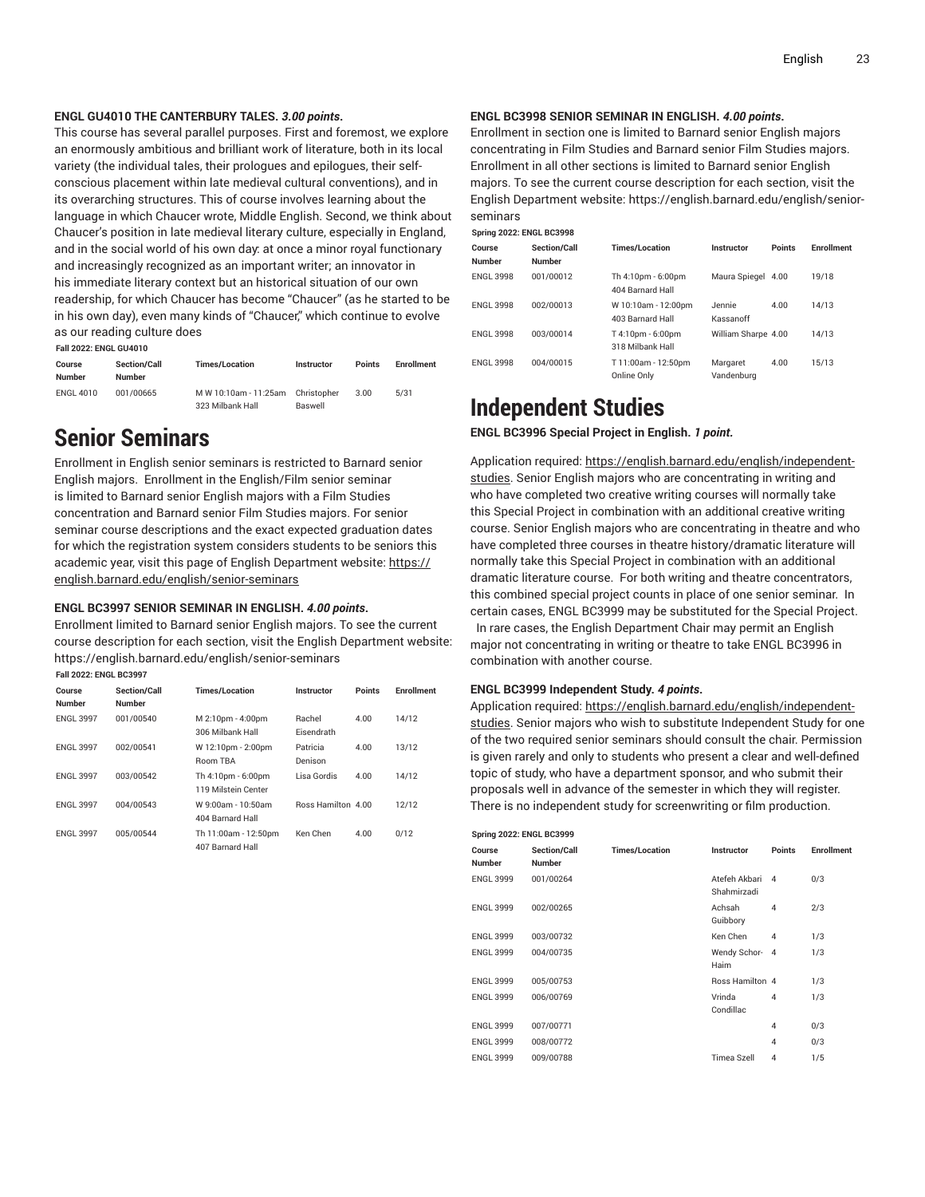#### ENGL GU4010 THE CANTERBURY TALES. *3.00 points*.

This course has several parallel purposes. First and foremost, we explore an enormously ambitious and brilliant work of literature, both in its local variety (the individual tales, their prologues and epilogues, their self-conscious placement within late medieval cultural conventions), and in its overarching structures. This of course involves learning about the language in which Chaucer wrote, Middle English. Second, we think about Chaucer's position in late medieval literary culture, especially in England, and in the social world of his own day: at once a minor royal functionary and increasingly recognized as an important writer; an innovator in his immediate literary context but an historical situation of our own readership, for which Chaucer has become "Chaucer" (as he started to be in his own day), even many kinds of "Chaucer," which continue to evolve as our reading culture does

**Fall 2022: ENGL GU4010**

| Course Number | Section/Call Number | Times/Location | Instructor | Points | Enrollment |
|---|---|---|---|---|---|
| ENGL 4010 | 001/00665 | M W 10:10am - 11:25am 323 Milbank Hall | Christopher Baswell | 3.00 | 5/31 |

# Senior Seminars

Enrollment in English senior seminars is restricted to Barnard senior English majors. Enrollment in the English/Film senior seminar is limited to Barnard senior English majors with a Film Studies concentration and Barnard senior Film Studies majors. For senior seminar course descriptions and the exact expected graduation dates for which the registration system considers students to be seniors this academic year, visit this page of English Department website: https://english.barnard.edu/english/senior-seminars

#### ENGL BC3997 SENIOR SEMINAR IN ENGLISH. *4.00 points*.

Enrollment limited to Barnard senior English majors. To see the current course description for each section, visit the English Department website: https://english.barnard.edu/english/senior-seminars

**Fall 2022: ENGL BC3997**

| Course Number | Section/Call Number | Times/Location | Instructor | Points | Enrollment |
|---|---|---|---|---|---|
| ENGL 3997 | 001/00540 | M 2:10pm - 4:00pm 306 Milbank Hall | Rachel Eisendrath | 4.00 | 14/12 |
| ENGL 3997 | 002/00541 | W 12:10pm - 2:00pm Room TBA | Patricia Denison | 4.00 | 13/12 |
| ENGL 3997 | 003/00542 | Th 4:10pm - 6:00pm 119 Milstein Center | Lisa Gordis | 4.00 | 14/12 |
| ENGL 3997 | 004/00543 | W 9:00am - 10:50am 404 Barnard Hall | Ross Hamilton | 4.00 | 12/12 |
| ENGL 3997 | 005/00544 | Th 11:00am - 12:50pm 407 Barnard Hall | Ken Chen | 4.00 | 0/12 |

#### ENGL BC3998 SENIOR SEMINAR IN ENGLISH. *4.00 points*.

Enrollment in section one is limited to Barnard senior English majors concentrating in Film Studies and Barnard senior Film Studies majors. Enrollment in all other sections is limited to Barnard senior English majors. To see the current course description for each section, visit the English Department website: https://english.barnard.edu/english/senior-seminars

**Spring 2022: ENGL BC3998**

| Course Number | Section/Call Number | Times/Location | Instructor | Points | Enrollment |
|---|---|---|---|---|---|
| ENGL 3998 | 001/00012 | Th 4:10pm - 6:00pm 404 Barnard Hall | Maura Spiegel | 4.00 | 19/18 |
| ENGL 3998 | 002/00013 | W 10:10am - 12:00pm 403 Barnard Hall | Jennie Kassanoff | 4.00 | 14/13 |
| ENGL 3998 | 003/00014 | T 4:10pm - 6:00pm 318 Milbank Hall | William Sharpe | 4.00 | 14/13 |
| ENGL 3998 | 004/00015 | T 11:00am - 12:50pm Online Only | Margaret Vandenburg | 4.00 | 15/13 |

# Independent Studies

#### ENGL BC3996 Special Project in English. *1 point.*

Application required: https://english.barnard.edu/english/independent-studies. Senior English majors who are concentrating in writing and who have completed two creative writing courses will normally take this Special Project in combination with an additional creative writing course. Senior English majors who are concentrating in theatre and who have completed three courses in theatre history/dramatic literature will normally take this Special Project in combination with an additional dramatic literature course. For both writing and theatre concentrators, this combined special project counts in place of one senior seminar. In certain cases, ENGL BC3999 may be substituted for the Special Project. In rare cases, the English Department Chair may permit an English major not concentrating in writing or theatre to take ENGL BC3996 in combination with another course.

#### ENGL BC3999 Independent Study. *4 points*.

Application required: https://english.barnard.edu/english/independent-studies. Senior majors who wish to substitute Independent Study for one of the two required senior seminars should consult the chair. Permission is given rarely and only to students who present a clear and well-defined topic of study, who have a department sponsor, and who submit their proposals well in advance of the semester in which they will register. There is no independent study for screenwriting or film production.

**Spring 2022: ENGL BC3999**

| Course Number | Section/Call Number | Times/Location | Instructor | Points | Enrollment |
|---|---|---|---|---|---|
| ENGL 3999 | 001/00264 | | Atefeh Akbari Shahmirzadi | 4 | 0/3 |
| ENGL 3999 | 002/00265 | | Achsah Guibbory | 4 | 2/3 |
| ENGL 3999 | 003/00732 | | Ken Chen | 4 | 1/3 |
| ENGL 3999 | 004/00735 | | Wendy Schor-Haim | 4 | 1/3 |
| ENGL 3999 | 005/00753 | | Ross Hamilton | 4 | 1/3 |
| ENGL 3999 | 006/00769 | | Vrinda Condillac | 4 | 1/3 |
| ENGL 3999 | 007/00771 | | | 4 | 0/3 |
| ENGL 3999 | 008/00772 | | | 4 | 0/3 |
| ENGL 3999 | 009/00788 | | Timea Szell | 4 | 1/5 |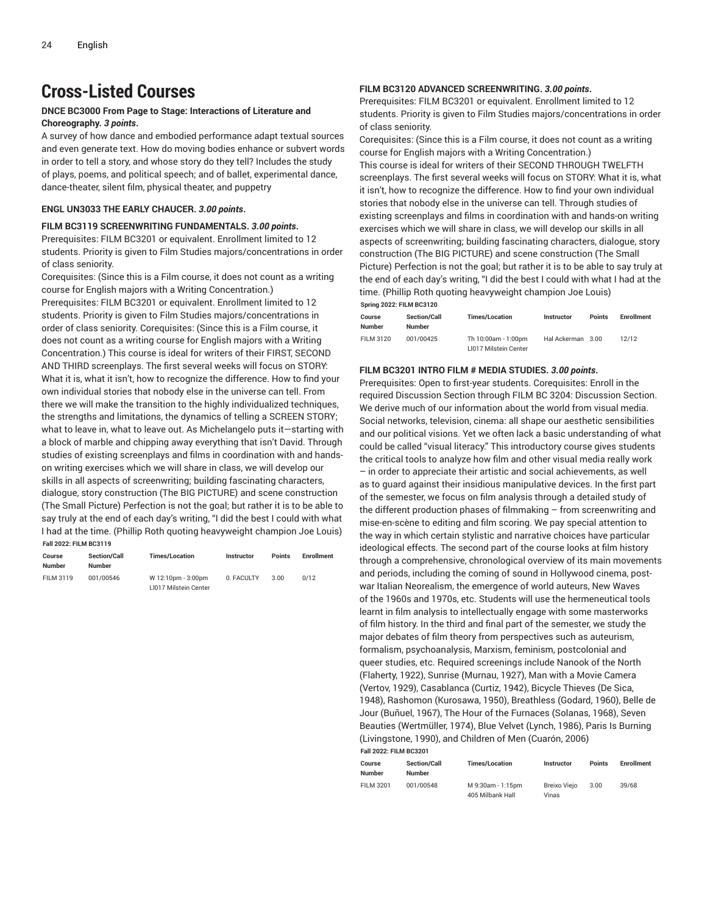## Cross-Listed Courses

**DNCE BC3000 From Page to Stage: Interactions of Literature and Choreography.** ***3 points*.**

A survey of how dance and embodied performance adapt textual sources and even generate text. How do moving bodies enhance or subvert words in order to tell a story, and whose story do they tell? Includes the study of plays, poems, and political speech; and of ballet, experimental dance, dance-theater, silent film, physical theater, and puppetry

**ENGL UN3033 THE EARLY CHAUCER.** ***3.00 points*.**

**FILM BC3119 SCREENWRITING FUNDAMENTALS.** ***3.00 points*.**

Prerequisites: FILM BC3201 or equivalent. Enrollment limited to 12 students. Priority is given to Film Studies majors/concentrations in order of class seniority.

Corequisites: (Since this is a Film course, it does not count as a writing course for English majors with a Writing Concentration.)

Prerequisites: FILM BC3201 or equivalent. Enrollment limited to 12 students. Priority is given to Film Studies majors/concentrations in order of class seniority. Corequisites: (Since this is a Film course, it does not count as a writing course for English majors with a Writing Concentration.) This course is ideal for writers of their FIRST, SECOND AND THIRD screenplays. The first several weeks will focus on STORY: What it is, what it isn't, how to recognize the difference. How to find your own individual stories that nobody else in the universe can tell. From there we will make the transition to the highly individualized techniques, the strengths and limitations, the dynamics of telling a SCREEN STORY; what to leave in, what to leave out. As Michelangelo puts it—starting with a block of marble and chipping away everything that isn't David. Through studies of existing screenplays and films in coordination with and hands-on writing exercises which we will share in class, we will develop our skills in all aspects of screenwriting; building fascinating characters, dialogue, story construction (The BIG PICTURE) and scene construction (The Small Picture) Perfection is not the goal; but rather it is to be able to say truly at the end of each day's writing, "I did the best I could with what I had at the time. (Phillip Roth quoting heavyweight champion Joe Louis)

**Fall 2022: FILM BC3119**

| Course Number | Section/Call Number | Times/Location | Instructor | Points | Enrollment |
|---|---|---|---|---|---|
| FILM 3119 | 001/00546 | W 12:10pm - 3:00pm<br>LI017 Milstein Center | 0. FACULTY | 3.00 | 0/12 |

**FILM BC3120 ADVANCED SCREENWRITING.** ***3.00 points*.**

Prerequisites: FILM BC3201 or equivalent. Enrollment limited to 12 students. Priority is given to Film Studies majors/concentrations in order of class seniority.

Corequisites: (Since this is a Film course, it does not count as a writing course for English majors with a Writing Concentration.)

This course is ideal for writers of their SECOND THROUGH TWELFTH screenplays. The first several weeks will focus on STORY: What it is, what it isn't, how to recognize the difference. How to find your own individual stories that nobody else in the universe can tell. Through studies of existing screenplays and films in coordination with and hands-on writing exercises which we will share in class, we will develop our skills in all aspects of screenwriting; building fascinating characters, dialogue, story construction (The BIG PICTURE) and scene construction (The Small Picture) Perfection is not the goal; but rather it is to be able to say truly at the end of each day's writing, "I did the best I could with what I had at the time. (Phillip Roth quoting heavyweight champion Joe Louis)

**Spring 2022: FILM BC3120**

| Course Number | Section/Call Number | Times/Location | Instructor | Points | Enrollment |
|---|---|---|---|---|---|
| FILM 3120 | 001/00425 | Th 10:00am - 1:00pm<br>LI017 Milstein Center | Hal Ackerman | 3.00 | 12/12 |

**FILM BC3201 INTRO FILM # MEDIA STUDIES.** ***3.00 points*.**

Prerequisites: Open to first-year students. Corequisites: Enroll in the required Discussion Section through FILM BC 3204: Discussion Section. We derive much of our information about the world from visual media. Social networks, television, cinema: all shape our aesthetic sensibilities and our political visions. Yet we often lack a basic understanding of what could be called "visual literacy." This introductory course gives students the critical tools to analyze how film and other visual media really work – in order to appreciate their artistic and social achievements, as well as to guard against their insidious manipulative devices. In the first part of the semester, we focus on film analysis through a detailed study of the different production phases of filmmaking – from screenwriting and mise-en-scène to editing and film scoring. We pay special attention to the way in which certain stylistic and narrative choices have particular ideological effects. The second part of the course looks at film history through a comprehensive, chronological overview of its main movements and periods, including the coming of sound in Hollywood cinema, post-war Italian Neorealism, the emergence of world auteurs, New Waves of the 1960s and 1970s, etc. Students will use the hermeneutical tools learnt in film analysis to intellectually engage with some masterworks of film history. In the third and final part of the semester, we study the major debates of film theory from perspectives such as auteurism, formalism, psychoanalysis, Marxism, feminism, postcolonial and queer studies, etc. Required screenings include Nanook of the North (Flaherty, 1922), Sunrise (Murnau, 1927), Man with a Movie Camera (Vertov, 1929), Casablanca (Curtiz, 1942), Bicycle Thieves (De Sica, 1948), Rashomon (Kurosawa, 1950), Breathless (Godard, 1960), Belle de Jour (Buñuel, 1967), The Hour of the Furnaces (Solanas, 1968), Seven Beauties (Wertmüller, 1974), Blue Velvet (Lynch, 1986), Paris Is Burning (Livingstone, 1990), and Children of Men (Cuarón, 2006)

**Fall 2022: FILM BC3201**

| Course Number | Section/Call Number | Times/Location | Instructor | Points | Enrollment |
|---|---|---|---|---|---|
| FILM 3201 | 001/00548 | M 9:30am - 1:15pm<br>405 Milbank Hall | Breixo Viejo Vinas | 3.00 | 39/68 |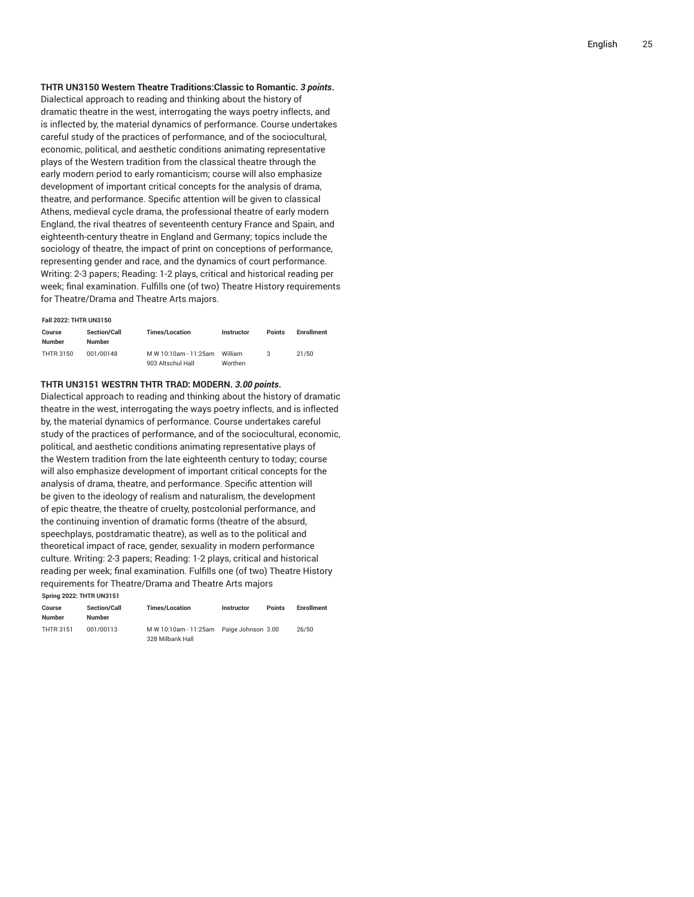**THTR UN3150 Western Theatre Traditions:Classic to Romantic. *3 points*.**
Dialectical approach to reading and thinking about the history of dramatic theatre in the west, interrogating the ways poetry inflects, and is inflected by, the material dynamics of performance. Course undertakes careful study of the practices of performance, and of the sociocultural, economic, political, and aesthetic conditions animating representative plays of the Western tradition from the classical theatre through the early modern period to early romanticism; course will also emphasize development of important critical concepts for the analysis of drama, theatre, and performance. Specific attention will be given to classical Athens, medieval cycle drama, the professional theatre of early modern England, the rival theatres of seventeenth century France and Spain, and eighteenth-century theatre in England and Germany; topics include the sociology of theatre, the impact of print on conceptions of performance, representing gender and race, and the dynamics of court performance. Writing: 2-3 papers; Reading: 1-2 plays, critical and historical reading per week; final examination. Fulfills one (of two) Theatre History requirements for Theatre/Drama and Theatre Arts majors.

**Fall 2022: THTR UN3150**

| Course Number | Section/Call Number | Times/Location | Instructor | Points | Enrollment |
|---|---|---|---|---|---|
| THTR 3150 | 001/00148 | M W 10:10am - 11:25am<br>903 Altschul Hall | William Worthen | 3 | 21/50 |

**THTR UN3151 WESTRN THTR TRAD: MODERN. *3.00 points*.**
Dialectical approach to reading and thinking about the history of dramatic theatre in the west, interrogating the ways poetry inflects, and is inflected by, the material dynamics of performance. Course undertakes careful study of the practices of performance, and of the sociocultural, economic, political, and aesthetic conditions animating representative plays of the Western tradition from the late eighteenth century to today; course will also emphasize development of important critical concepts for the analysis of drama, theatre, and performance. Specific attention will be given to the ideology of realism and naturalism, the development of epic theatre, the theatre of cruelty, postcolonial performance, and the continuing invention of dramatic forms (theatre of the absurd, speechplays, postdramatic theatre), as well as to the political and theoretical impact of race, gender, sexuality in modern performance culture. Writing: 2-3 papers; Reading: 1-2 plays, critical and historical reading per week; final examination. Fulfills one (of two) Theatre History requirements for Theatre/Drama and Theatre Arts majors

**Spring 2022: THTR UN3151**

| Course Number | Section/Call Number | Times/Location | Instructor | Points | Enrollment |
|---|---|---|---|---|---|
| THTR 3151 | 001/00113 | M W 10:10am - 11:25am<br>328 Milbank Hall | Paige Johnson | 3.00 | 26/50 |